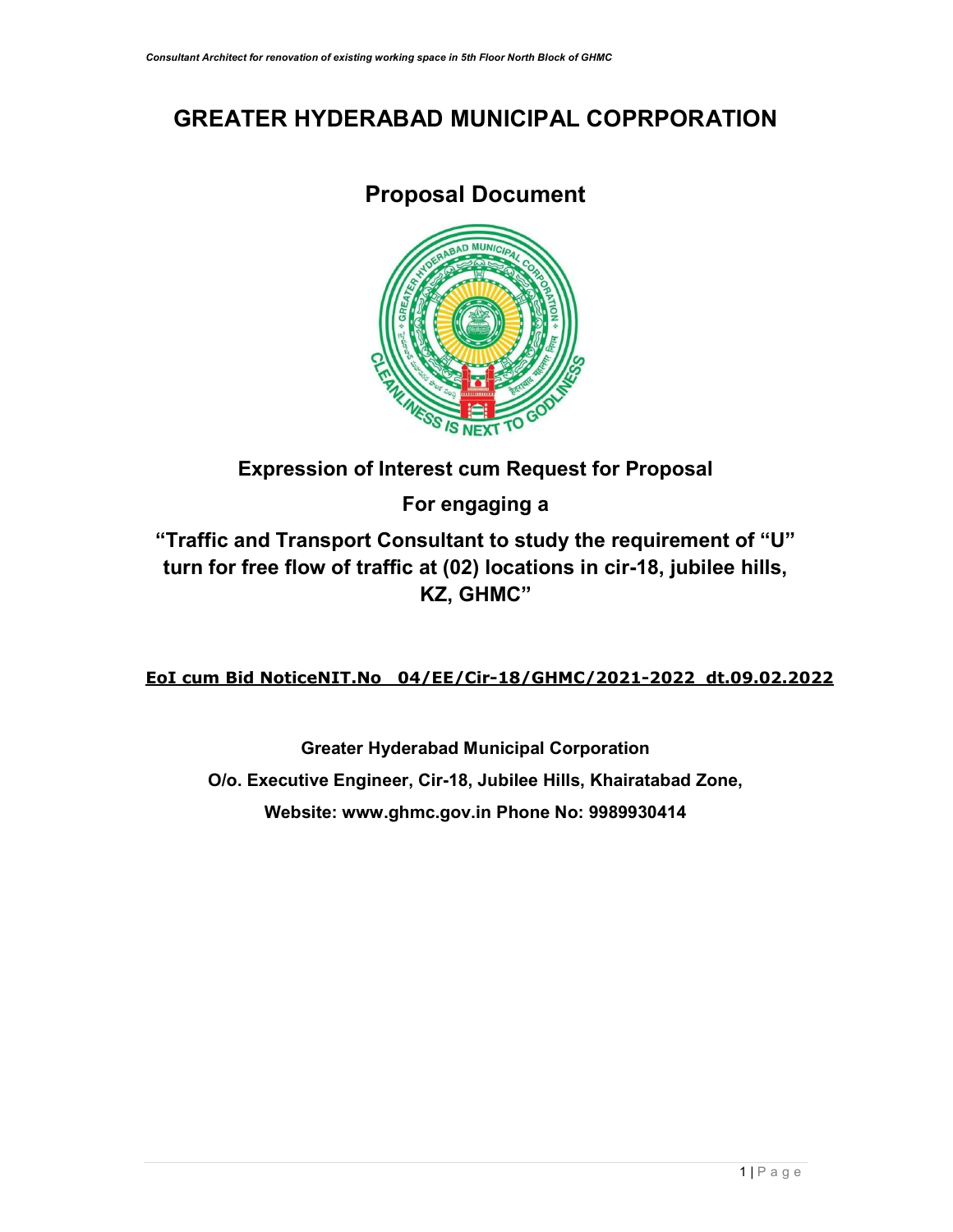# GREATER HYDERABAD MUNICIPAL COPRPORATION

## Proposal Document

**Expression of Interest cum Request for Proposal**

**For engaging a**

**"Traffic and Transport Consultant to study the requirement of "U" turn for free flow of traffic at (02) locations in cir-18, jubilee hills, KZ, GHMC"**

**EoI cum Bid NoticeNIT.No 04/EE/Cir-18/GHMC/2021-2022 dt.09.02.2022**

**Greater Hyderabad Municipal Corporation**

**O/o. Executive Engineer, Cir-18, Jubilee Hills, Khairatabad Zone,**

**Website: www.ghmc.gov.in Phone No: 9989930414**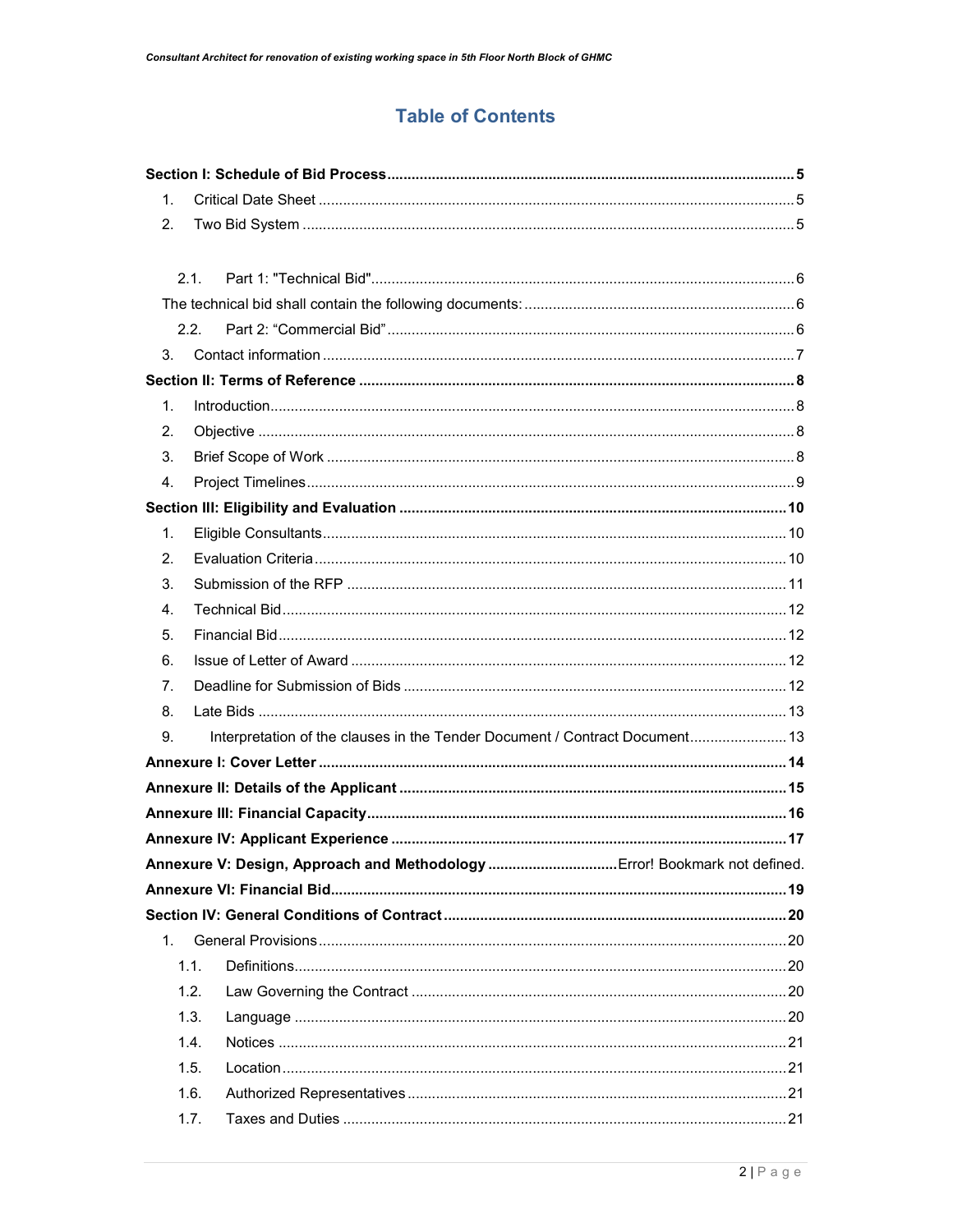# Table of Contents

**Section I: Schedule of Bid Process** ........ 5

1. Critical Date Sheet ........ 5
2. Two Bid System ........ 5

   2.1. Part 1: "Technical Bid" ........ 6

   The technical bid shall contain the following documents: ........ 6

   2.2. Part 2: "Commercial Bid" ........ 6

3. Contact information ........ 7

**Section II: Terms of Reference** ........ 8

1. Introduction ........ 8
2. Objective ........ 8
3. Brief Scope of Work ........ 8
4. Project Timelines ........ 9

**Section III: Eligibility and Evaluation** ........ 10

1. Eligible Consultants ........ 10
2. Evaluation Criteria ........ 10
3. Submission of the RFP ........ 11
4. Technical Bid ........ 12
5. Financial Bid ........ 12
6. Issue of Letter of Award ........ 12
7. Deadline for Submission of Bids ........ 12
8. Late Bids ........ 13
9. Interpretation of the clauses in the Tender Document / Contract Document ........ 13

**Annexure I: Cover Letter** ........ 14

**Annexure II: Details of the Applicant** ........ 15

**Annexure III: Financial Capacity** ........ 16

**Annexure IV: Applicant Experience** ........ 17

**Annexure V: Design, Approach and Methodology** ........ Error! Bookmark not defined.

**Annexure VI: Financial Bid** ........ 19

**Section IV: General Conditions of Contract** ........ 20

1. General Provisions ........ 20

   1.1. Definitions ........ 20

   1.2. Law Governing the Contract ........ 20

   1.3. Language ........ 20

   1.4. Notices ........ 21

   1.5. Location ........ 21

   1.6. Authorized Representatives ........ 21

   1.7. Taxes and Duties ........ 21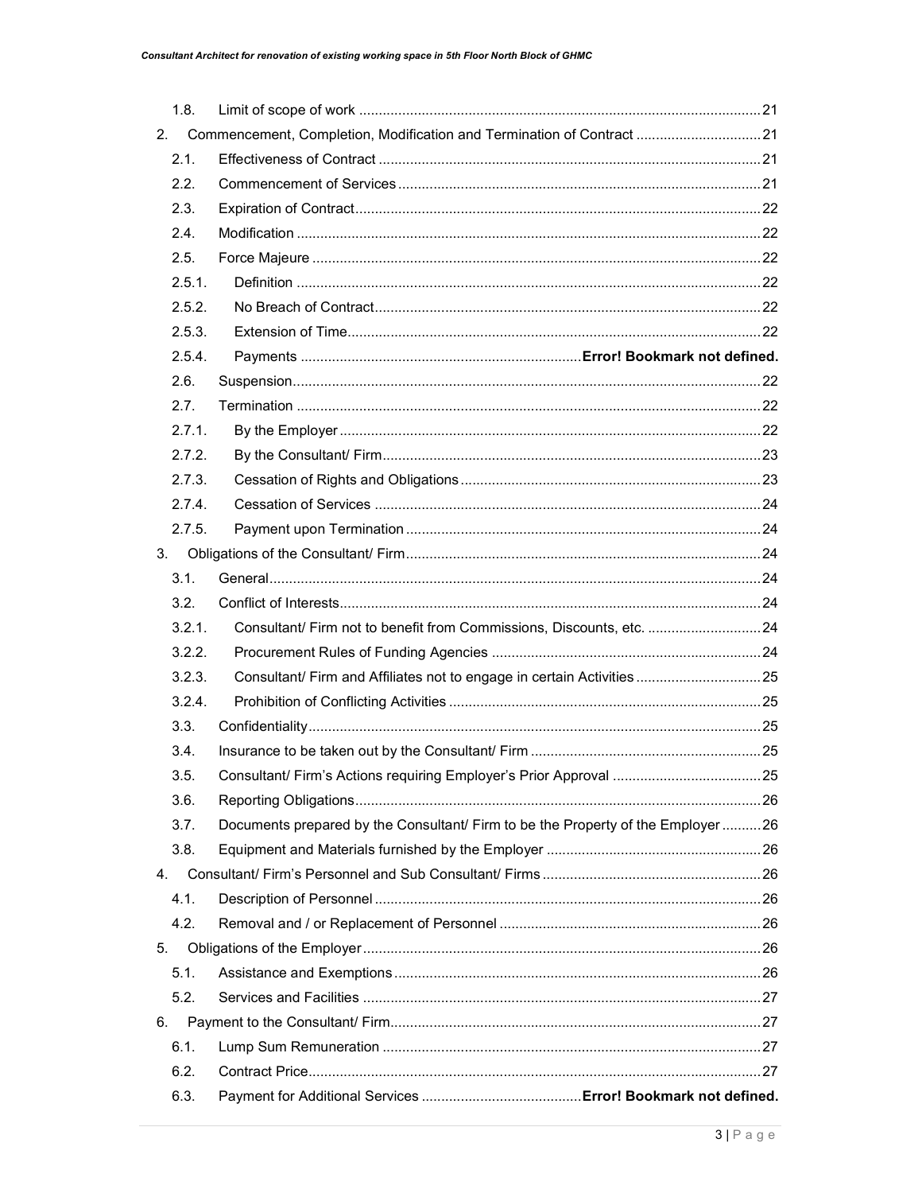| | | |
|---|---|---|
| 1.8. | Limit of scope of work | 21 |
| 2. | Commencement, Completion, Modification and Termination of Contract | 21 |
| 2.1. | Effectiveness of Contract | 21 |
| 2.2. | Commencement of Services | 21 |
| 2.3. | Expiration of Contract | 22 |
| 2.4. | Modification | 22 |
| 2.5. | Force Majeure | 22 |
| 2.5.1. | Definition | 22 |
| 2.5.2. | No Breach of Contract | 22 |
| 2.5.3. | Extension of Time | 22 |
| 2.5.4. | Payments | **Error! Bookmark not defined.** |
| 2.6. | Suspension | 22 |
| 2.7. | Termination | 22 |
| 2.7.1. | By the Employer | 22 |
| 2.7.2. | By the Consultant/ Firm | 23 |
| 2.7.3. | Cessation of Rights and Obligations | 23 |
| 2.7.4. | Cessation of Services | 24 |
| 2.7.5. | Payment upon Termination | 24 |
| 3. | Obligations of the Consultant/ Firm | 24 |
| 3.1. | General | 24 |
| 3.2. | Conflict of Interests | 24 |
| 3.2.1. | Consultant/ Firm not to benefit from Commissions, Discounts, etc. | 24 |
| 3.2.2. | Procurement Rules of Funding Agencies | 24 |
| 3.2.3. | Consultant/ Firm and Affiliates not to engage in certain Activities | 25 |
| 3.2.4. | Prohibition of Conflicting Activities | 25 |
| 3.3. | Confidentiality | 25 |
| 3.4. | Insurance to be taken out by the Consultant/ Firm | 25 |
| 3.5. | Consultant/ Firm's Actions requiring Employer's Prior Approval | 25 |
| 3.6. | Reporting Obligations | 26 |
| 3.7. | Documents prepared by the Consultant/ Firm to be the Property of the Employer | 26 |
| 3.8. | Equipment and Materials furnished by the Employer | 26 |
| 4. | Consultant/ Firm's Personnel and Sub Consultant/ Firms | 26 |
| 4.1. | Description of Personnel | 26 |
| 4.2. | Removal and / or Replacement of Personnel | 26 |
| 5. | Obligations of the Employer | 26 |
| 5.1. | Assistance and Exemptions | 26 |
| 5.2. | Services and Facilities | 27 |
| 6. | Payment to the Consultant/ Firm | 27 |
| 6.1. | Lump Sum Remuneration | 27 |
| 6.2. | Contract Price | 27 |
| 6.3. | Payment for Additional Services | **Error! Bookmark not defined.** |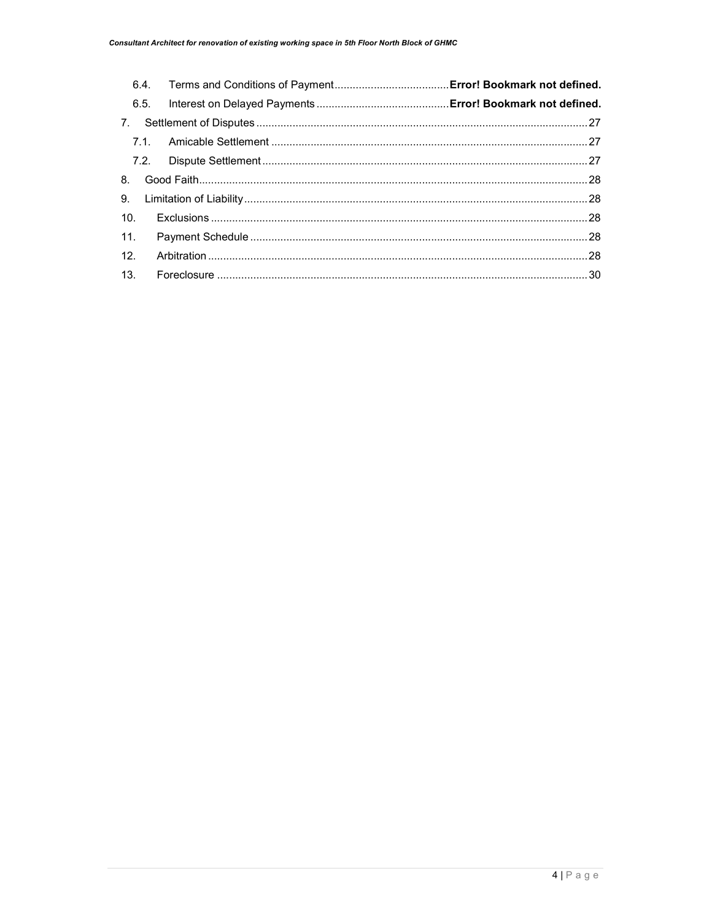6.4. Terms and Conditions of Payment ...................................... **Error! Bookmark not defined.**

6.5. Interest on Delayed Payments ........................................... **Error! Bookmark not defined.**

7. Settlement of Disputes ........................................................................................................ 27

7.1. Amicable Settlement ......................................................................................................... 27

7.2. Dispute Settlement ............................................................................................................ 27

8. Good Faith ............................................................................................................................ 28

9. Limitation of Liability ............................................................................................................ 28

10. Exclusions ............................................................................................................................ 28

11. Payment Schedule ............................................................................................................... 28

12. Arbitration ............................................................................................................................ 28

13. Foreclosure .......................................................................................................................... 30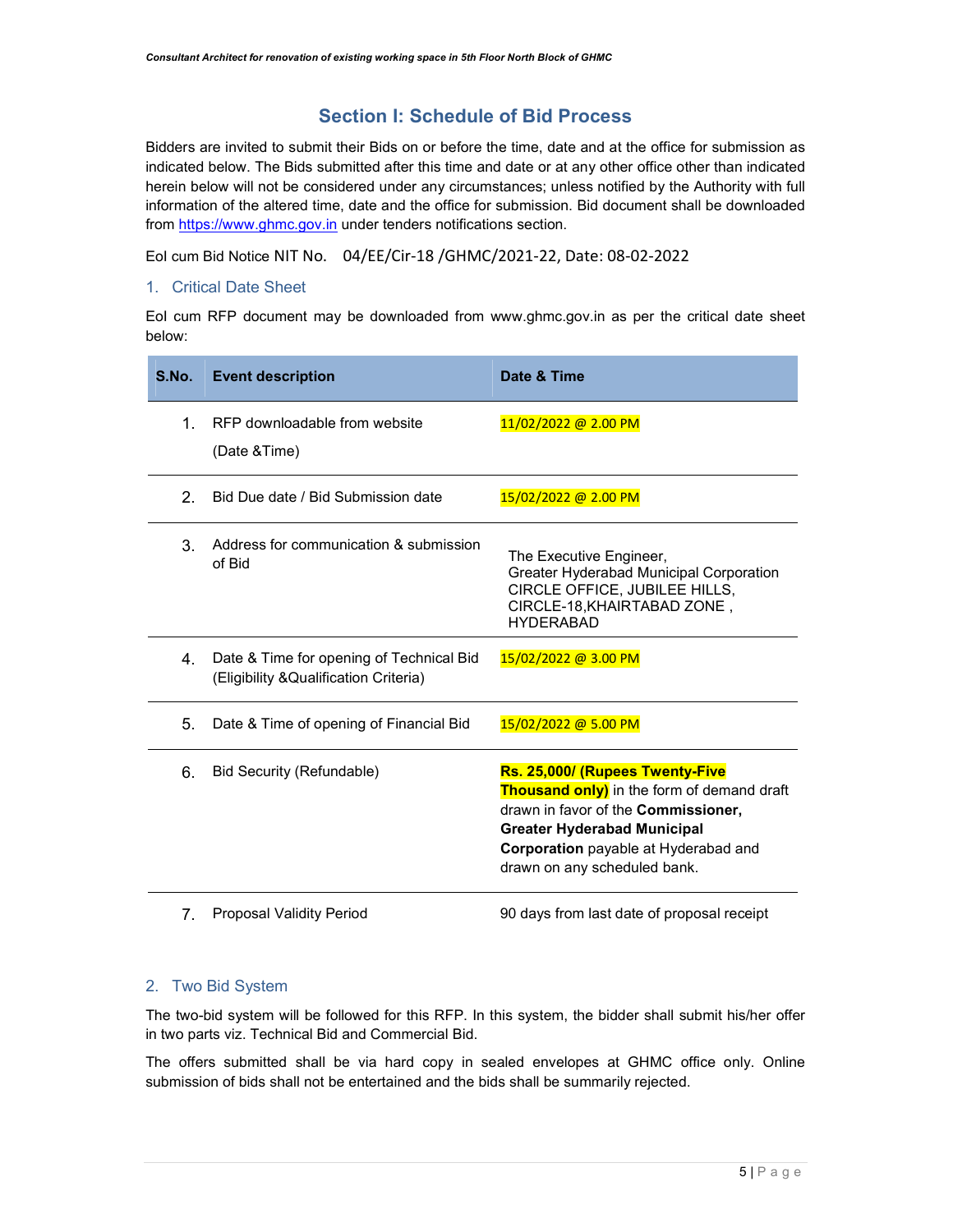# Section I: Schedule of Bid Process

Bidders are invited to submit their Bids on or before the time, date and at the office for submission as indicated below. The Bids submitted after this time and date or at any other office other than indicated herein below will not be considered under any circumstances; unless notified by the Authority with full information of the altered time, date and the office for submission. Bid document shall be downloaded from https://www.ghmc.gov.in under tenders notifications section.

EoI cum Bid Notice NIT No. 04/EE/Cir-18 /GHMC/2021-22, Date: 08-02-2022

## 1. Critical Date Sheet

EoI cum RFP document may be downloaded from www.ghmc.gov.in as per the critical date sheet below:

| S.No. | Event description | Date & Time |
|---|---|---|
| 1. | RFP downloadable from website (Date &Time) | 11/02/2022 @ 2.00 PM |
| 2. | Bid Due date / Bid Submission date | 15/02/2022 @ 2.00 PM |
| 3. | Address for communication & submission of Bid | The Executive Engineer, Greater Hyderabad Municipal Corporation CIRCLE OFFICE, JUBILEE HILLS, CIRCLE-18,KHAIRTABAD ZONE , HYDERABAD |
| 4. | Date & Time for opening of Technical Bid (Eligibility &Qualification Criteria) | 15/02/2022 @ 3.00 PM |
| 5. | Date & Time of opening of Financial Bid | 15/02/2022 @ 5.00 PM |
| 6. | Bid Security (Refundable) | **Rs. 25,000/ (Rupees Twenty-Five Thousand only)** in the form of demand draft drawn in favor of the **Commissioner, Greater Hyderabad Municipal Corporation** payable at Hyderabad and drawn on any scheduled bank. |
| 7. | Proposal Validity Period | 90 days from last date of proposal receipt |

## 2. Two Bid System

The two-bid system will be followed for this RFP. In this system, the bidder shall submit his/her offer in two parts viz. Technical Bid and Commercial Bid.

The offers submitted shall be via hard copy in sealed envelopes at GHMC office only. Online submission of bids shall not be entertained and the bids shall be summarily rejected.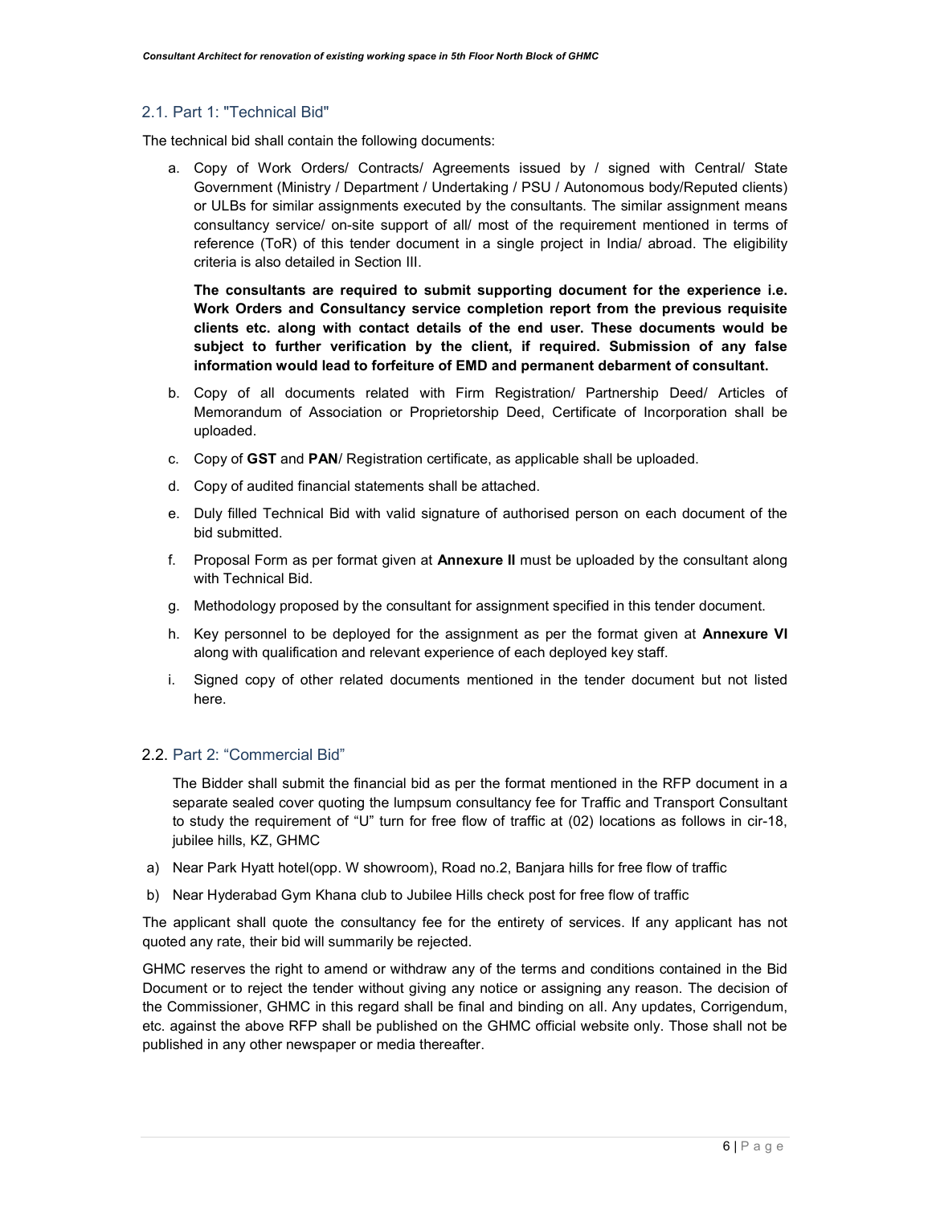## 2.1. Part 1: "Technical Bid"

The technical bid shall contain the following documents:

a. Copy of Work Orders/ Contracts/ Agreements issued by / signed with Central/ State Government (Ministry / Department / Undertaking / PSU / Autonomous body/Reputed clients) or ULBs for similar assignments executed by the consultants. The similar assignment means consultancy service/ on-site support of all/ most of the requirement mentioned in terms of reference (ToR) of this tender document in a single project in India/ abroad. The eligibility criteria is also detailed in Section III.

   **The consultants are required to submit supporting document for the experience i.e. Work Orders and Consultancy service completion report from the previous requisite clients etc. along with contact details of the end user. These documents would be subject to further verification by the client, if required. Submission of any false information would lead to forfeiture of EMD and permanent debarment of consultant.**

b. Copy of all documents related with Firm Registration/ Partnership Deed/ Articles of Memorandum of Association or Proprietorship Deed, Certificate of Incorporation shall be uploaded.

c. Copy of **GST** and **PAN**/ Registration certificate, as applicable shall be uploaded.

d. Copy of audited financial statements shall be attached.

e. Duly filled Technical Bid with valid signature of authorised person on each document of the bid submitted.

f. Proposal Form as per format given at **Annexure II** must be uploaded by the consultant along with Technical Bid.

g. Methodology proposed by the consultant for assignment specified in this tender document.

h. Key personnel to be deployed for the assignment as per the format given at **Annexure VI** along with qualification and relevant experience of each deployed key staff.

i. Signed copy of other related documents mentioned in the tender document but not listed here.

## 2.2. Part 2: "Commercial Bid"

The Bidder shall submit the financial bid as per the format mentioned in the RFP document in a separate sealed cover quoting the lumpsum consultancy fee for Traffic and Transport Consultant to study the requirement of "U" turn for free flow of traffic at (02) locations as follows in cir-18, jubilee hills, KZ, GHMC

a) Near Park Hyatt hotel(opp. W showroom), Road no.2, Banjara hills for free flow of traffic

b) Near Hyderabad Gym Khana club to Jubilee Hills check post for free flow of traffic

The applicant shall quote the consultancy fee for the entirety of services. If any applicant has not quoted any rate, their bid will summarily be rejected.

GHMC reserves the right to amend or withdraw any of the terms and conditions contained in the Bid Document or to reject the tender without giving any notice or assigning any reason. The decision of the Commissioner, GHMC in this regard shall be final and binding on all. Any updates, Corrigendum, etc. against the above RFP shall be published on the GHMC official website only. Those shall not be published in any other newspaper or media thereafter.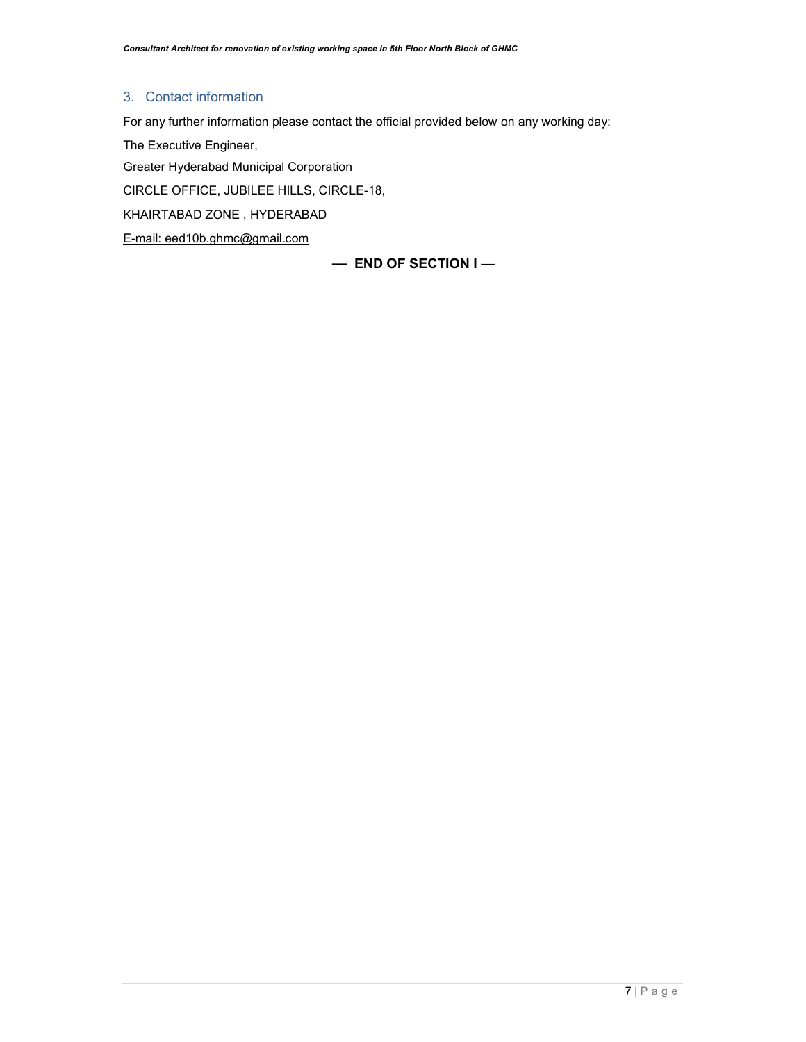## 3. Contact information

For any further information please contact the official provided below on any working day:

The Executive Engineer,

Greater Hyderabad Municipal Corporation

CIRCLE OFFICE, JUBILEE HILLS, CIRCLE-18,

KHAIRTABAD ZONE , HYDERABAD

E-mail: eed10b.ghmc@gmail.com

**— END OF SECTION I —**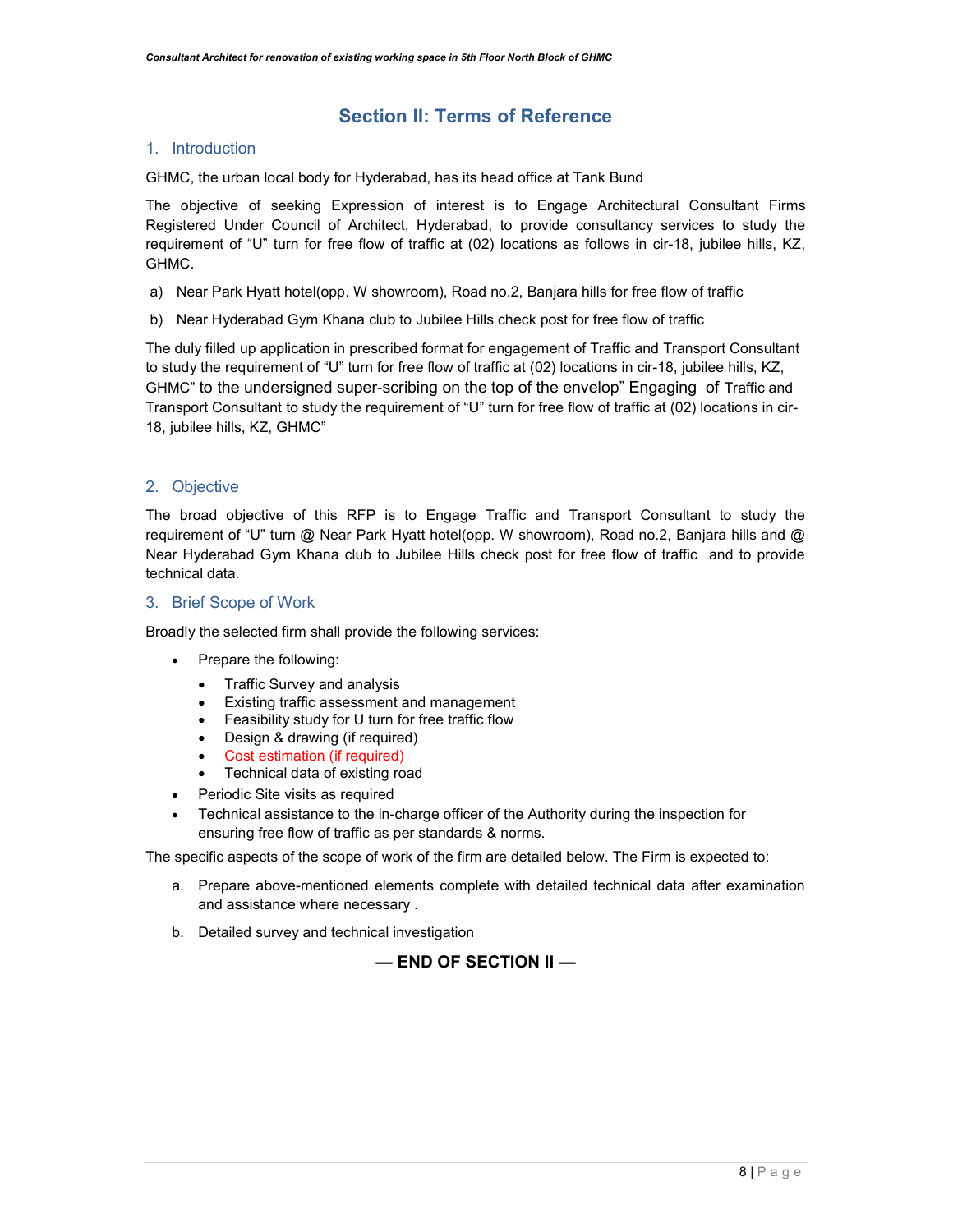# Section II: Terms of Reference

## 1. Introduction

GHMC, the urban local body for Hyderabad, has its head office at Tank Bund

The objective of seeking Expression of interest is to Engage Architectural Consultant Firms Registered Under Council of Architect, Hyderabad, to provide consultancy services to study the requirement of "U" turn for free flow of traffic at (02) locations as follows in cir-18, jubilee hills, KZ, GHMC.

a) Near Park Hyatt hotel(opp. W showroom), Road no.2, Banjara hills for free flow of traffic

b) Near Hyderabad Gym Khana club to Jubilee Hills check post for free flow of traffic

The duly filled up application in prescribed format for engagement of Traffic and Transport Consultant to study the requirement of "U" turn for free flow of traffic at (02) locations in cir-18, jubilee hills, KZ, GHMC" to the undersigned super-scribing on the top of the envelop" Engaging of Traffic and Transport Consultant to study the requirement of "U" turn for free flow of traffic at (02) locations in cir-18, jubilee hills, KZ, GHMC"

## 2. Objective

The broad objective of this RFP is to Engage Traffic and Transport Consultant to study the requirement of "U" turn @ Near Park Hyatt hotel(opp. W showroom), Road no.2, Banjara hills and @ Near Hyderabad Gym Khana club to Jubilee Hills check post for free flow of traffic and to provide technical data.

## 3. Brief Scope of Work

Broadly the selected firm shall provide the following services:

- Prepare the following:
  - Traffic Survey and analysis
  - Existing traffic assessment and management
  - Feasibility study for U turn for free traffic flow
  - Design & drawing (if required)
  - Cost estimation (if required)
  - Technical data of existing road
- Periodic Site visits as required
- Technical assistance to the in-charge officer of the Authority during the inspection for ensuring free flow of traffic as per standards & norms.

The specific aspects of the scope of work of the firm are detailed below. The Firm is expected to:

a. Prepare above-mentioned elements complete with detailed technical data after examination and assistance where necessary .

b. Detailed survey and technical investigation

**— END OF SECTION II —**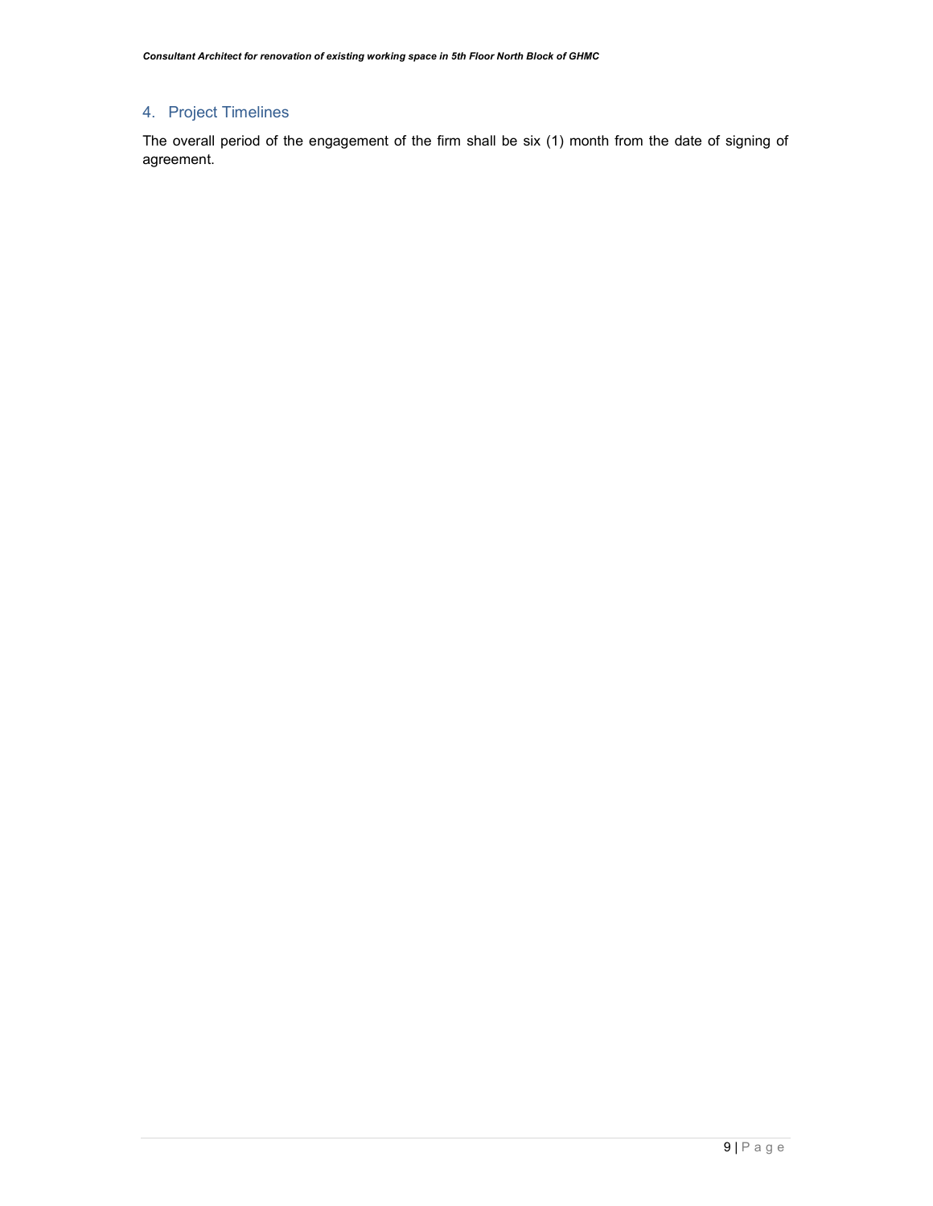## 4. Project Timelines

The overall period of the engagement of the firm shall be six (1) month from the date of signing of agreement.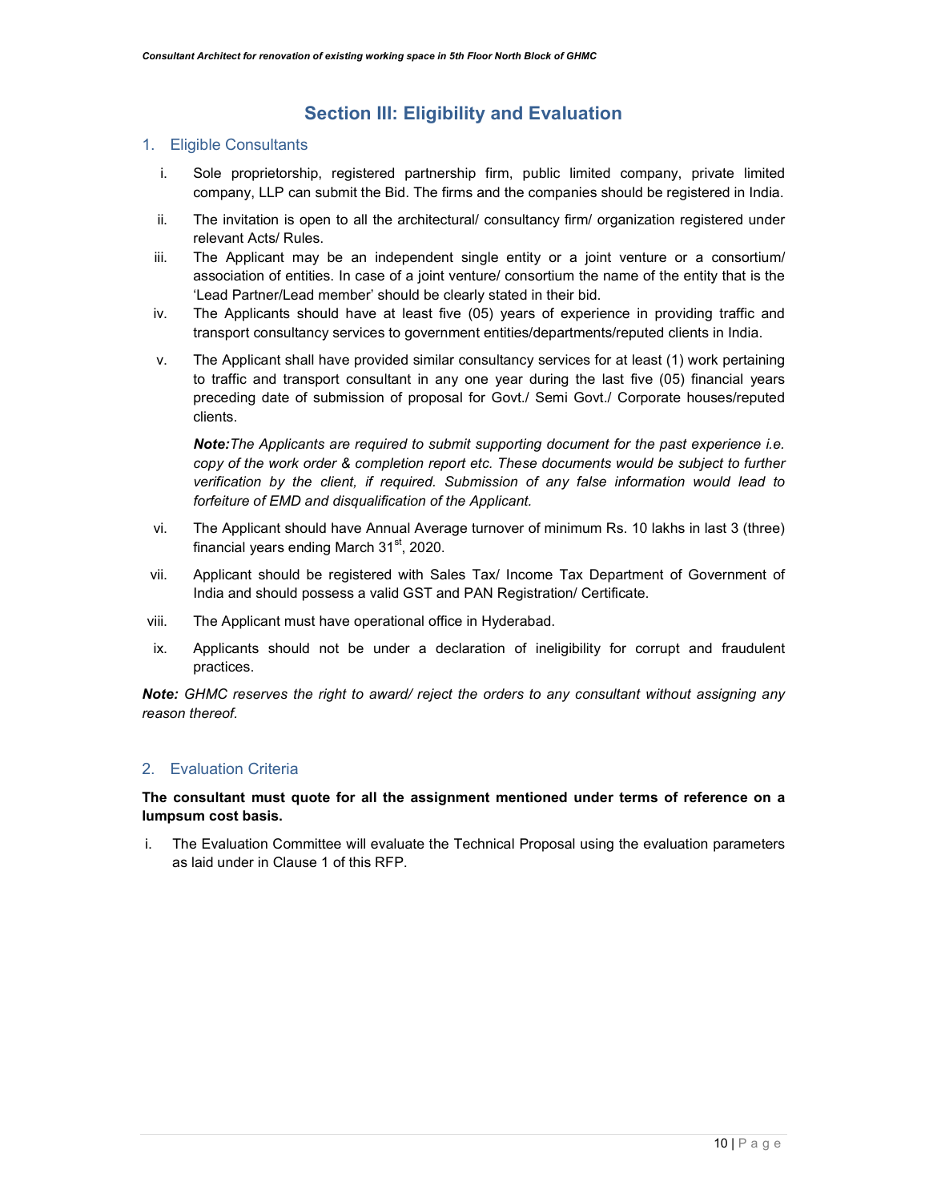# Section III: Eligibility and Evaluation

## 1. Eligible Consultants

i. Sole proprietorship, registered partnership firm, public limited company, private limited company, LLP can submit the Bid. The firms and the companies should be registered in India.

ii. The invitation is open to all the architectural/ consultancy firm/ organization registered under relevant Acts/ Rules.

iii. The Applicant may be an independent single entity or a joint venture or a consortium/ association of entities. In case of a joint venture/ consortium the name of the entity that is the 'Lead Partner/Lead member' should be clearly stated in their bid.

iv. The Applicants should have at least five (05) years of experience in providing traffic and transport consultancy services to government entities/departments/reputed clients in India.

v. The Applicant shall have provided similar consultancy services for at least (1) work pertaining to traffic and transport consultant in any one year during the last five (05) financial years preceding date of submission of proposal for Govt./ Semi Govt./ Corporate houses/reputed clients.

   ***Note:****The Applicants are required to submit supporting document for the past experience i.e. copy of the work order & completion report etc. These documents would be subject to further verification by the client, if required. Submission of any false information would lead to forfeiture of EMD and disqualification of the Applicant.*

vi. The Applicant should have Annual Average turnover of minimum Rs. 10 lakhs in last 3 (three) financial years ending March 31st, 2020.

vii. Applicant should be registered with Sales Tax/ Income Tax Department of Government of India and should possess a valid GST and PAN Registration/ Certificate.

viii. The Applicant must have operational office in Hyderabad.

ix. Applicants should not be under a declaration of ineligibility for corrupt and fraudulent practices.

***Note:*** *GHMC reserves the right to award/ reject the orders to any consultant without assigning any reason thereof.*

## 2. Evaluation Criteria

**The consultant must quote for all the assignment mentioned under terms of reference on a lumpsum cost basis.**

i. The Evaluation Committee will evaluate the Technical Proposal using the evaluation parameters as laid under in Clause 1 of this RFP.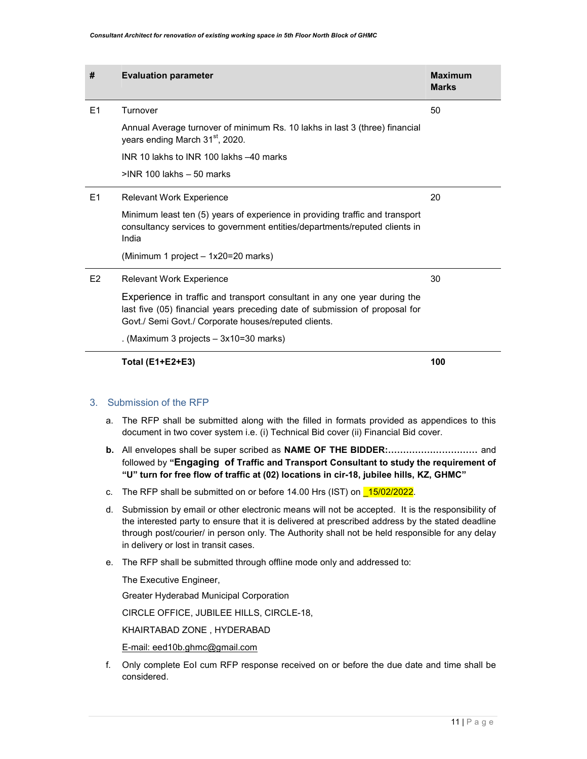| # | Evaluation parameter | Maximum Marks |
|---|---|---|
| E1 | Turnover<br><br>Annual Average turnover of minimum Rs. 10 lakhs in last 3 (three) financial years ending March 31st, 2020.<br><br>INR 10 lakhs to INR 100 lakhs –40 marks<br><br>>INR 100 lakhs – 50 marks | 50 |
| E1 | Relevant Work Experience<br><br>Minimum least ten (5) years of experience in providing traffic and transport consultancy services to government entities/departments/reputed clients in India<br><br>(Minimum 1 project – 1x20=20 marks) | 20 |
| E2 | Relevant Work Experience<br><br>Experience in traffic and transport consultant in any one year during the last five (05) financial years preceding date of submission of proposal for Govt./ Semi Govt./ Corporate houses/reputed clients.<br><br>. (Maximum 3 projects – 3x10=30 marks) | 30 |
| | **Total (E1+E2+E3)** | **100** |

## 3. Submission of the RFP

a. The RFP shall be submitted along with the filled in formats provided as appendices to this document in two cover system i.e. (i) Technical Bid cover (ii) Financial Bid cover.

**b.** All envelopes shall be super scribed as **NAME OF THE BIDDER:…………………………** and followed by **"Engaging of Traffic and Transport Consultant to study the requirement of "U" turn for free flow of traffic at (02) locations in cir-18, jubilee hills, KZ, GHMC"**

c. The RFP shall be submitted on or before 14.00 Hrs (IST) on _15/02/2022.

d. Submission by email or other electronic means will not be accepted. It is the responsibility of the interested party to ensure that it is delivered at prescribed address by the stated deadline through post/courier/ in person only. The Authority shall not be held responsible for any delay in delivery or lost in transit cases.

e. The RFP shall be submitted through offline mode only and addressed to:

The Executive Engineer,

Greater Hyderabad Municipal Corporation

CIRCLE OFFICE, JUBILEE HILLS, CIRCLE-18,

KHAIRTABAD ZONE , HYDERABAD

E-mail: eed10b.ghmc@gmail.com

f. Only complete EoI cum RFP response received on or before the due date and time shall be considered.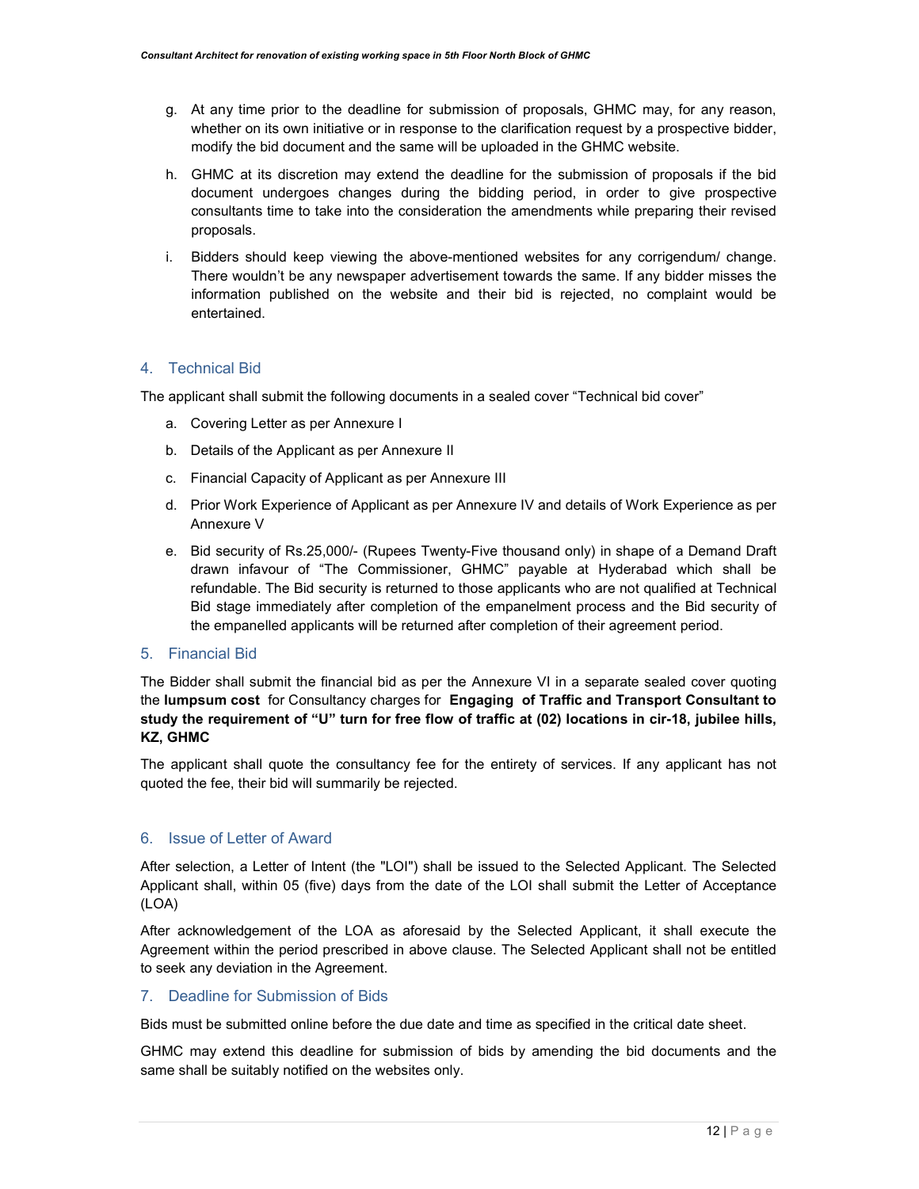g. At any time prior to the deadline for submission of proposals, GHMC may, for any reason, whether on its own initiative or in response to the clarification request by a prospective bidder, modify the bid document and the same will be uploaded in the GHMC website.

h. GHMC at its discretion may extend the deadline for the submission of proposals if the bid document undergoes changes during the bidding period, in order to give prospective consultants time to take into the consideration the amendments while preparing their revised proposals.

i. Bidders should keep viewing the above-mentioned websites for any corrigendum/ change. There wouldn't be any newspaper advertisement towards the same. If any bidder misses the information published on the website and their bid is rejected, no complaint would be entertained.

## 4. Technical Bid

The applicant shall submit the following documents in a sealed cover "Technical bid cover"

a. Covering Letter as per Annexure I

b. Details of the Applicant as per Annexure II

c. Financial Capacity of Applicant as per Annexure III

d. Prior Work Experience of Applicant as per Annexure IV and details of Work Experience as per Annexure V

e. Bid security of Rs.25,000/- (Rupees Twenty-Five thousand only) in shape of a Demand Draft drawn infavour of "The Commissioner, GHMC" payable at Hyderabad which shall be refundable. The Bid security is returned to those applicants who are not qualified at Technical Bid stage immediately after completion of the empanelment process and the Bid security of the empanelled applicants will be returned after completion of their agreement period.

## 5. Financial Bid

The Bidder shall submit the financial bid as per the Annexure VI in a separate sealed cover quoting the **lumpsum cost** for Consultancy charges for **Engaging of Traffic and Transport Consultant to study the requirement of "U" turn for free flow of traffic at (02) locations in cir-18, jubilee hills, KZ, GHMC**

The applicant shall quote the consultancy fee for the entirety of services. If any applicant has not quoted the fee, their bid will summarily be rejected.

## 6. Issue of Letter of Award

After selection, a Letter of Intent (the "LOI") shall be issued to the Selected Applicant. The Selected Applicant shall, within 05 (five) days from the date of the LOI shall submit the Letter of Acceptance (LOA)

After acknowledgement of the LOA as aforesaid by the Selected Applicant, it shall execute the Agreement within the period prescribed in above clause. The Selected Applicant shall not be entitled to seek any deviation in the Agreement.

## 7. Deadline for Submission of Bids

Bids must be submitted online before the due date and time as specified in the critical date sheet.

GHMC may extend this deadline for submission of bids by amending the bid documents and the same shall be suitably notified on the websites only.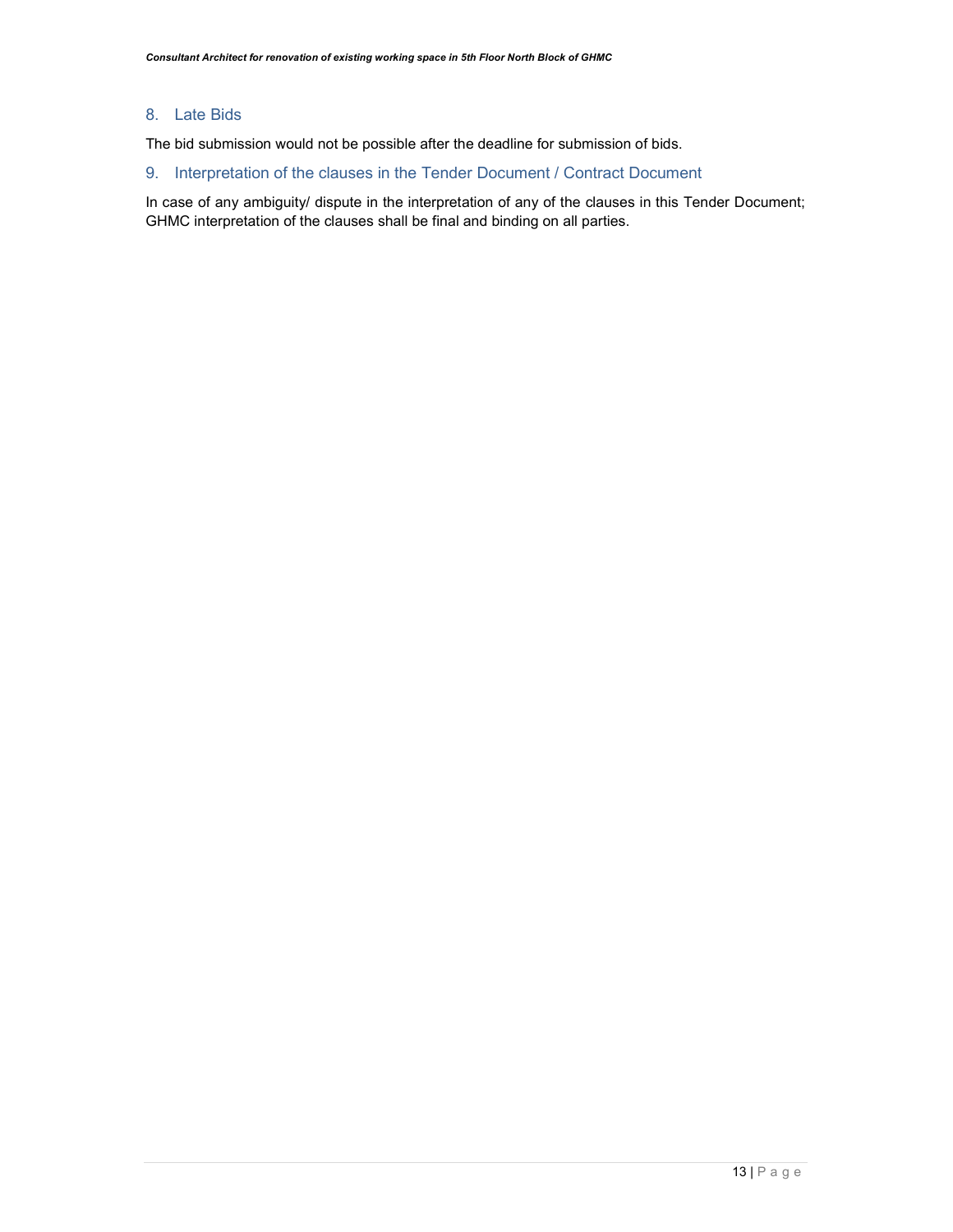## 8. Late Bids

The bid submission would not be possible after the deadline for submission of bids.

## 9. Interpretation of the clauses in the Tender Document / Contract Document

In case of any ambiguity/ dispute in the interpretation of any of the clauses in this Tender Document; GHMC interpretation of the clauses shall be final and binding on all parties.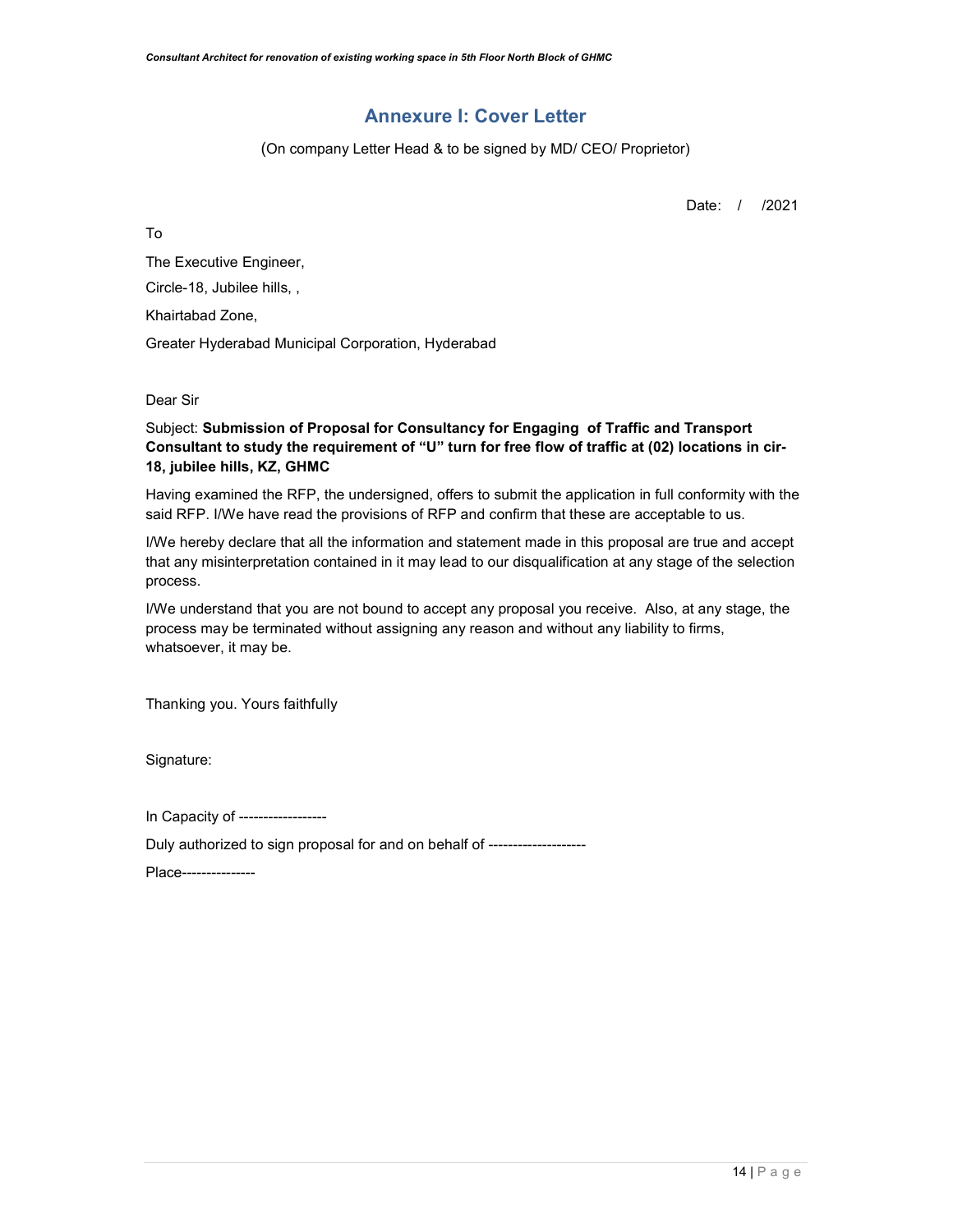## Annexure I: Cover Letter

(On company Letter Head & to be signed by MD/ CEO/ Proprietor)

Date: / /2021

To

The Executive Engineer,

Circle-18, Jubilee hills, ,

Khairtabad Zone,

Greater Hyderabad Municipal Corporation, Hyderabad

Dear Sir

Subject: **Submission of Proposal for Consultancy for Engaging of Traffic and Transport Consultant to study the requirement of "U" turn for free flow of traffic at (02) locations in cir-18, jubilee hills, KZ, GHMC**

Having examined the RFP, the undersigned, offers to submit the application in full conformity with the said RFP. I/We have read the provisions of RFP and confirm that these are acceptable to us.

I/We hereby declare that all the information and statement made in this proposal are true and accept that any misinterpretation contained in it may lead to our disqualification at any stage of the selection process.

I/We understand that you are not bound to accept any proposal you receive. Also, at any stage, the process may be terminated without assigning any reason and without any liability to firms, whatsoever, it may be.

Thanking you. Yours faithfully

Signature:

In Capacity of ------------------

Duly authorized to sign proposal for and on behalf of --------------------

Place---------------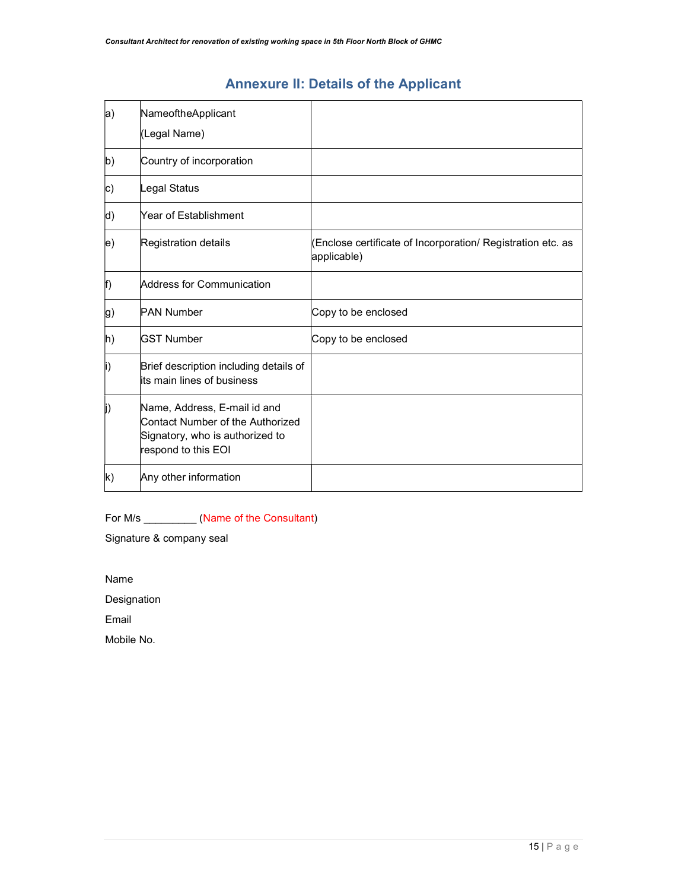## Annexure II: Details of the Applicant

| | | |
|---|---|---|
| a) | NameoftheApplicant<br>(Legal Name) | |
| b) | Country of incorporation | |
| c) | Legal Status | |
| d) | Year of Establishment | |
| e) | Registration details | (Enclose certificate of Incorporation/ Registration etc. as applicable) |
| f) | Address for Communication | |
| g) | PAN Number | Copy to be enclosed |
| h) | GST Number | Copy to be enclosed |
| i) | Brief description including details of its main lines of business | |
| j) | Name, Address, E-mail id and Contact Number of the Authorized Signatory, who is authorized to respond to this EOI | |
| k) | Any other information | |

For M/s _________ (Name of the Consultant)

Signature & company seal

Name

Designation

Email

Mobile No.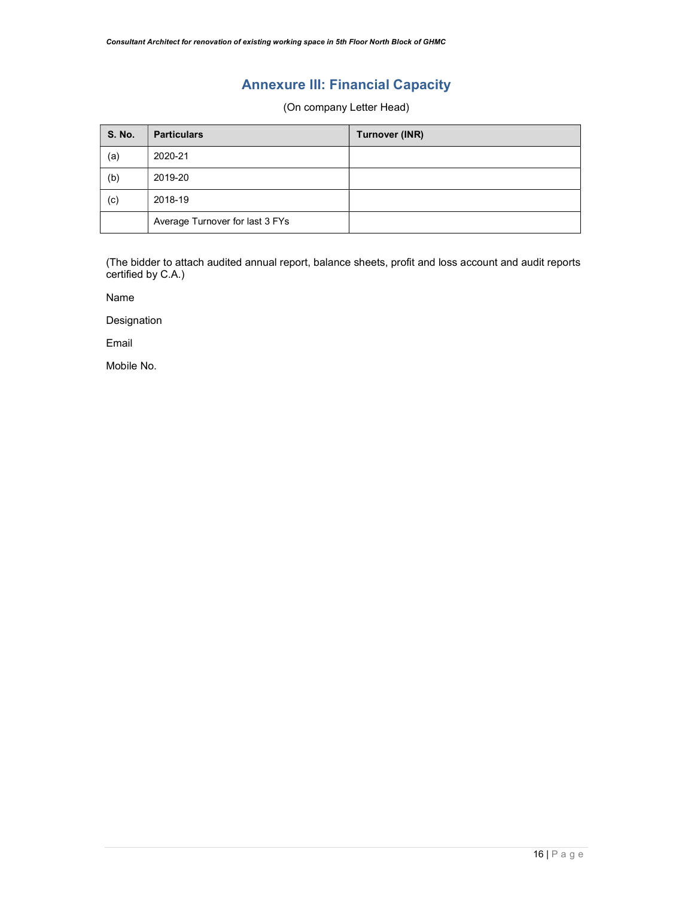# Annexure III: Financial Capacity

(On company Letter Head)

| S. No. | Particulars | Turnover (INR) |
|---|---|---|
| (a) | 2020-21 | |
| (b) | 2019-20 | |
| (c) | 2018-19 | |
| | Average Turnover for last 3 FYs | |

(The bidder to attach audited annual report, balance sheets, profit and loss account and audit reports certified by C.A.)

Name

Designation

Email

Mobile No.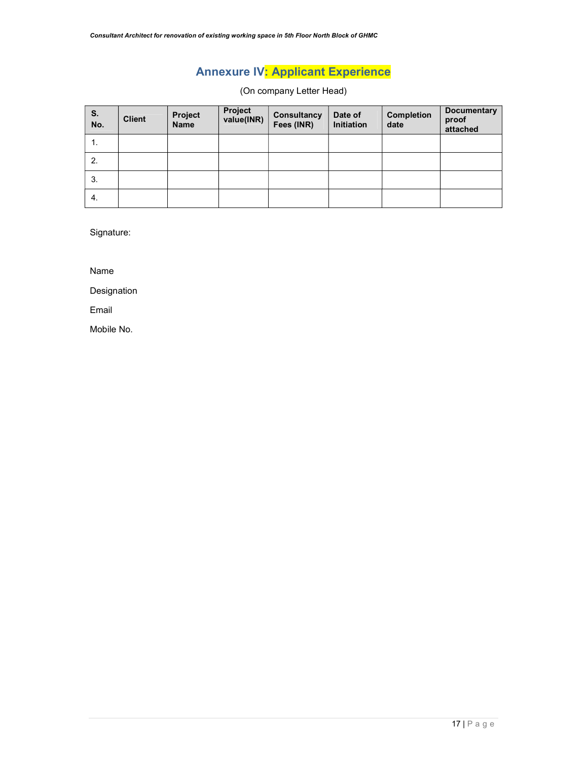## Annexure IV: Applicant Experience

(On company Letter Head)

| S. No. | Client | Project Name | Project value(INR) | Consultancy Fees (INR) | Date of Initiation | Completion date | Documentary proof attached |
|---|---|---|---|---|---|---|---|
| 1. | | | | | | | |
| 2. | | | | | | | |
| 3. | | | | | | | |
| 4. | | | | | | | |

Signature:

Name

Designation

Email

Mobile No.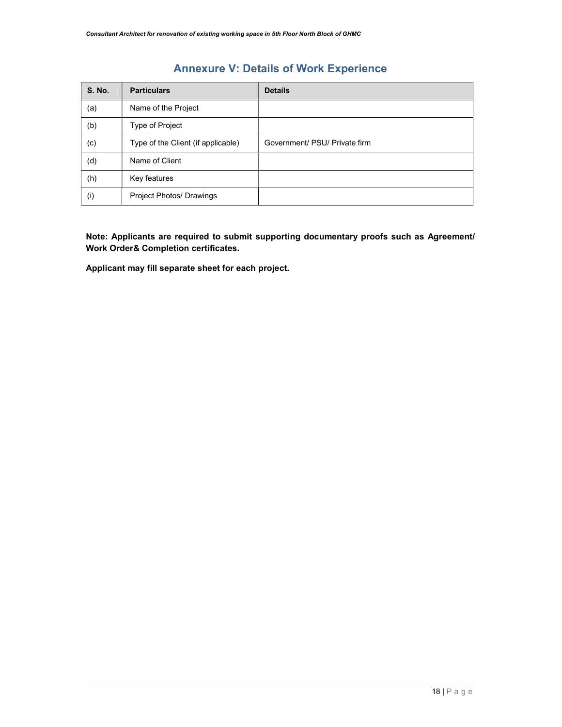## Annexure V: Details of Work Experience

| S. No. | Particulars | Details |
|---|---|---|
| (a) | Name of the Project | |
| (b) | Type of Project | |
| (c) | Type of the Client (if applicable) | Government/ PSU/ Private firm |
| (d) | Name of Client | |
| (h) | Key features | |
| (i) | Project Photos/ Drawings | |

**Note: Applicants are required to submit supporting documentary proofs such as Agreement/ Work Order& Completion certificates.**

**Applicant may fill separate sheet for each project.**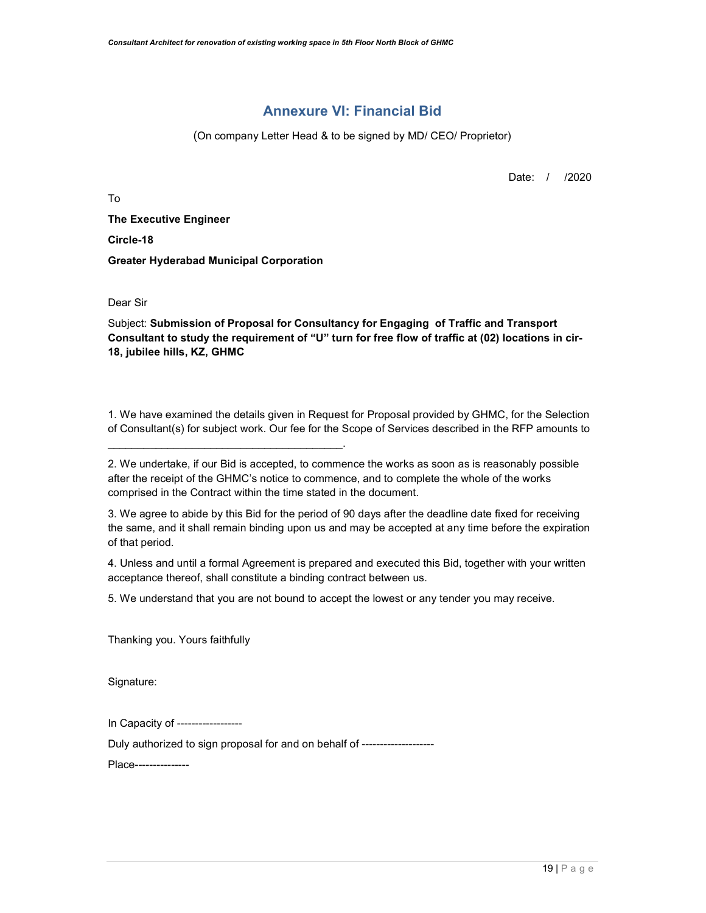# Annexure VI: Financial Bid

(On company Letter Head & to be signed by MD/ CEO/ Proprietor)

Date: / /2020

To

**The Executive Engineer**

**Circle-18**

**Greater Hyderabad Municipal Corporation**

Dear Sir

Subject: **Submission of Proposal for Consultancy for Engaging of Traffic and Transport Consultant to study the requirement of "U" turn for free flow of traffic at (02) locations in cir-18, jubilee hills, KZ, GHMC**

1. We have examined the details given in Request for Proposal provided by GHMC, for the Selection of Consultant(s) for subject work. Our fee for the Scope of Services described in the RFP amounts to ________________________________________.

2. We undertake, if our Bid is accepted, to commence the works as soon as is reasonably possible after the receipt of the GHMC's notice to commence, and to complete the whole of the works comprised in the Contract within the time stated in the document.

3. We agree to abide by this Bid for the period of 90 days after the deadline date fixed for receiving the same, and it shall remain binding upon us and may be accepted at any time before the expiration of that period.

4. Unless and until a formal Agreement is prepared and executed this Bid, together with your written acceptance thereof, shall constitute a binding contract between us.

5. We understand that you are not bound to accept the lowest or any tender you may receive.

Thanking you. Yours faithfully

Signature:

In Capacity of ------------------

Duly authorized to sign proposal for and on behalf of --------------------

Place---------------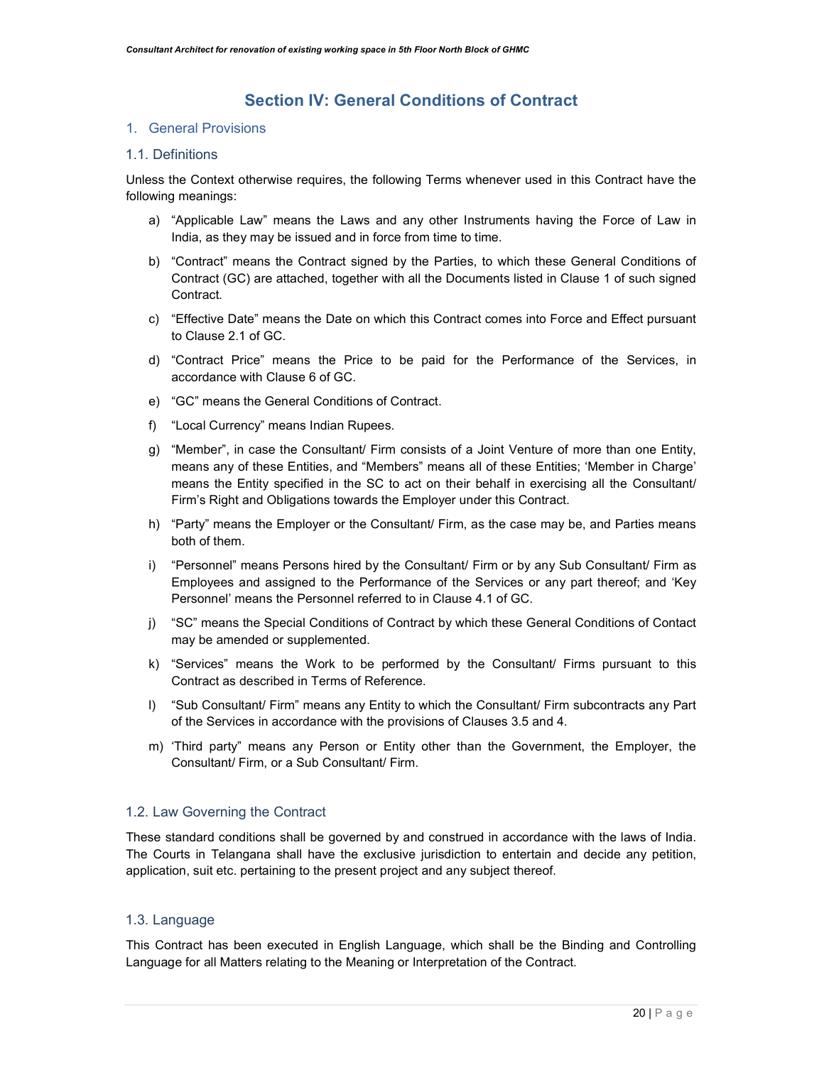# Section IV: General Conditions of Contract

## 1. General Provisions

### 1.1. Definitions

Unless the Context otherwise requires, the following Terms whenever used in this Contract have the following meanings:

a) “Applicable Law” means the Laws and any other Instruments having the Force of Law in India, as they may be issued and in force from time to time.

b) “Contract” means the Contract signed by the Parties, to which these General Conditions of Contract (GC) are attached, together with all the Documents listed in Clause 1 of such signed Contract.

c) “Effective Date” means the Date on which this Contract comes into Force and Effect pursuant to Clause 2.1 of GC.

d) “Contract Price” means the Price to be paid for the Performance of the Services, in accordance with Clause 6 of GC.

e) “GC” means the General Conditions of Contract.

f) “Local Currency” means Indian Rupees.

g) “Member”, in case the Consultant/ Firm consists of a Joint Venture of more than one Entity, means any of these Entities, and “Members” means all of these Entities; ‘Member in Charge’ means the Entity specified in the SC to act on their behalf in exercising all the Consultant/ Firm’s Right and Obligations towards the Employer under this Contract.

h) “Party” means the Employer or the Consultant/ Firm, as the case may be, and Parties means both of them.

i) “Personnel” means Persons hired by the Consultant/ Firm or by any Sub Consultant/ Firm as Employees and assigned to the Performance of the Services or any part thereof; and ‘Key Personnel’ means the Personnel referred to in Clause 4.1 of GC.

j) “SC” means the Special Conditions of Contract by which these General Conditions of Contact may be amended or supplemented.

k) “Services” means the Work to be performed by the Consultant/ Firms pursuant to this Contract as described in Terms of Reference.

l) “Sub Consultant/ Firm” means any Entity to which the Consultant/ Firm subcontracts any Part of the Services in accordance with the provisions of Clauses 3.5 and 4.

m) ‘Third party” means any Person or Entity other than the Government, the Employer, the Consultant/ Firm, or a Sub Consultant/ Firm.

### 1.2. Law Governing the Contract

These standard conditions shall be governed by and construed in accordance with the laws of India. The Courts in Telangana shall have the exclusive jurisdiction to entertain and decide any petition, application, suit etc. pertaining to the present project and any subject thereof.

### 1.3. Language

This Contract has been executed in English Language, which shall be the Binding and Controlling Language for all Matters relating to the Meaning or Interpretation of the Contract.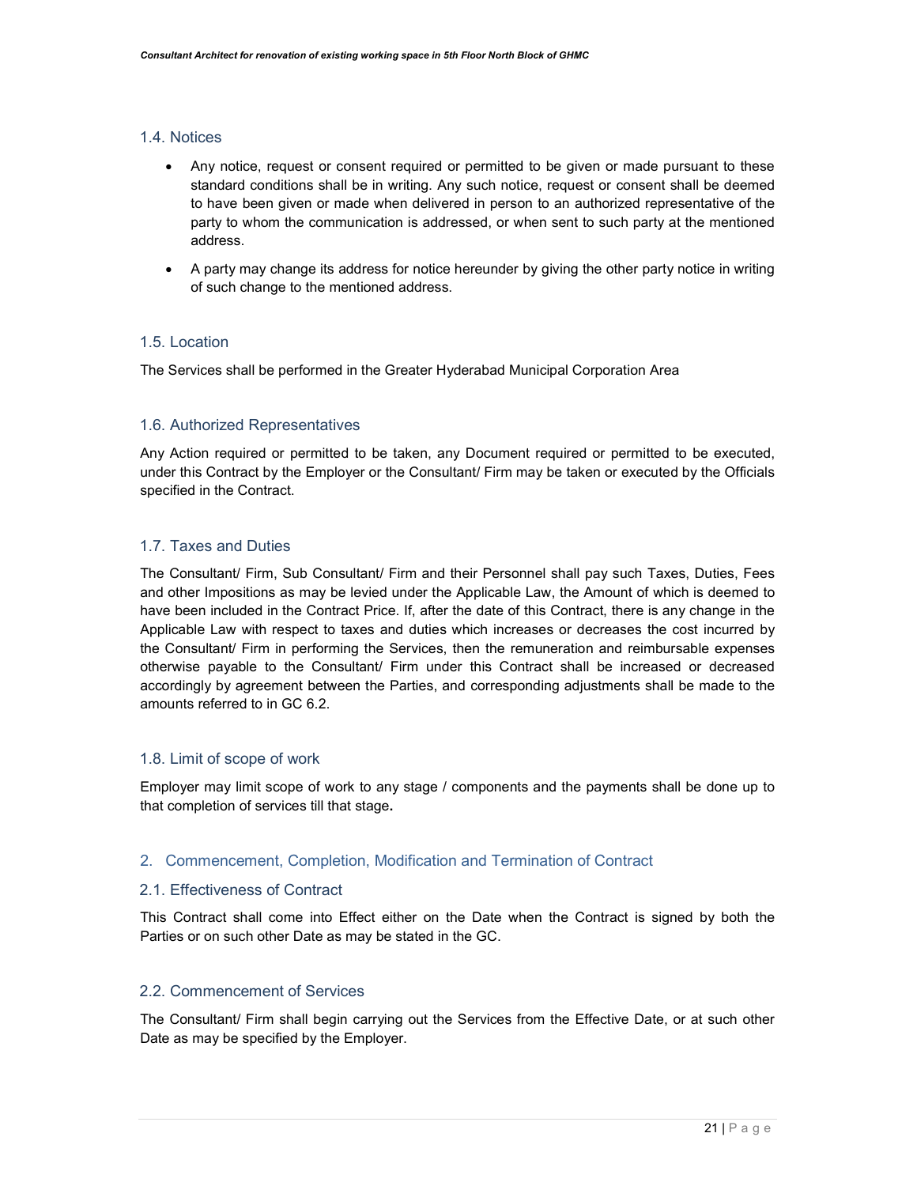### 1.4. Notices

- Any notice, request or consent required or permitted to be given or made pursuant to these standard conditions shall be in writing. Any such notice, request or consent shall be deemed to have been given or made when delivered in person to an authorized representative of the party to whom the communication is addressed, or when sent to such party at the mentioned address.
- A party may change its address for notice hereunder by giving the other party notice in writing of such change to the mentioned address.

### 1.5. Location

The Services shall be performed in the Greater Hyderabad Municipal Corporation Area

### 1.6. Authorized Representatives

Any Action required or permitted to be taken, any Document required or permitted to be executed, under this Contract by the Employer or the Consultant/ Firm may be taken or executed by the Officials specified in the Contract.

### 1.7. Taxes and Duties

The Consultant/ Firm, Sub Consultant/ Firm and their Personnel shall pay such Taxes, Duties, Fees and other Impositions as may be levied under the Applicable Law, the Amount of which is deemed to have been included in the Contract Price. If, after the date of this Contract, there is any change in the Applicable Law with respect to taxes and duties which increases or decreases the cost incurred by the Consultant/ Firm in performing the Services, then the remuneration and reimbursable expenses otherwise payable to the Consultant/ Firm under this Contract shall be increased or decreased accordingly by agreement between the Parties, and corresponding adjustments shall be made to the amounts referred to in GC 6.2.

### 1.8. Limit of scope of work

Employer may limit scope of work to any stage / components and the payments shall be done up to that completion of services till that stage**.**

## 2. Commencement, Completion, Modification and Termination of Contract

### 2.1. Effectiveness of Contract

This Contract shall come into Effect either on the Date when the Contract is signed by both the Parties or on such other Date as may be stated in the GC.

### 2.2. Commencement of Services

The Consultant/ Firm shall begin carrying out the Services from the Effective Date, or at such other Date as may be specified by the Employer.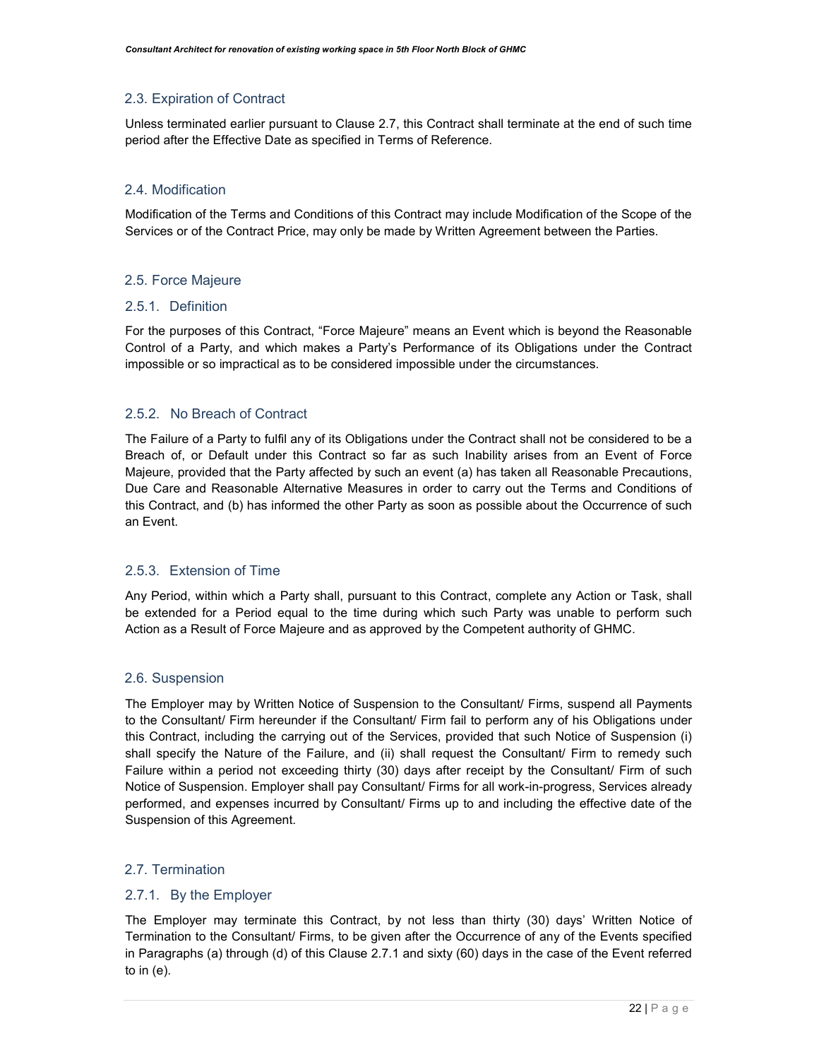## 2.3. Expiration of Contract

Unless terminated earlier pursuant to Clause 2.7, this Contract shall terminate at the end of such time period after the Effective Date as specified in Terms of Reference.

## 2.4. Modification

Modification of the Terms and Conditions of this Contract may include Modification of the Scope of the Services or of the Contract Price, may only be made by Written Agreement between the Parties.

## 2.5. Force Majeure

### 2.5.1. Definition

For the purposes of this Contract, "Force Majeure" means an Event which is beyond the Reasonable Control of a Party, and which makes a Party's Performance of its Obligations under the Contract impossible or so impractical as to be considered impossible under the circumstances.

### 2.5.2. No Breach of Contract

The Failure of a Party to fulfil any of its Obligations under the Contract shall not be considered to be a Breach of, or Default under this Contract so far as such Inability arises from an Event of Force Majeure, provided that the Party affected by such an event (a) has taken all Reasonable Precautions, Due Care and Reasonable Alternative Measures in order to carry out the Terms and Conditions of this Contract, and (b) has informed the other Party as soon as possible about the Occurrence of such an Event.

### 2.5.3. Extension of Time

Any Period, within which a Party shall, pursuant to this Contract, complete any Action or Task, shall be extended for a Period equal to the time during which such Party was unable to perform such Action as a Result of Force Majeure and as approved by the Competent authority of GHMC.

## 2.6. Suspension

The Employer may by Written Notice of Suspension to the Consultant/ Firms, suspend all Payments to the Consultant/ Firm hereunder if the Consultant/ Firm fail to perform any of his Obligations under this Contract, including the carrying out of the Services, provided that such Notice of Suspension (i) shall specify the Nature of the Failure, and (ii) shall request the Consultant/ Firm to remedy such Failure within a period not exceeding thirty (30) days after receipt by the Consultant/ Firm of such Notice of Suspension. Employer shall pay Consultant/ Firms for all work-in-progress, Services already performed, and expenses incurred by Consultant/ Firms up to and including the effective date of the Suspension of this Agreement.

## 2.7. Termination

### 2.7.1. By the Employer

The Employer may terminate this Contract, by not less than thirty (30) days' Written Notice of Termination to the Consultant/ Firms, to be given after the Occurrence of any of the Events specified in Paragraphs (a) through (d) of this Clause 2.7.1 and sixty (60) days in the case of the Event referred to in (e).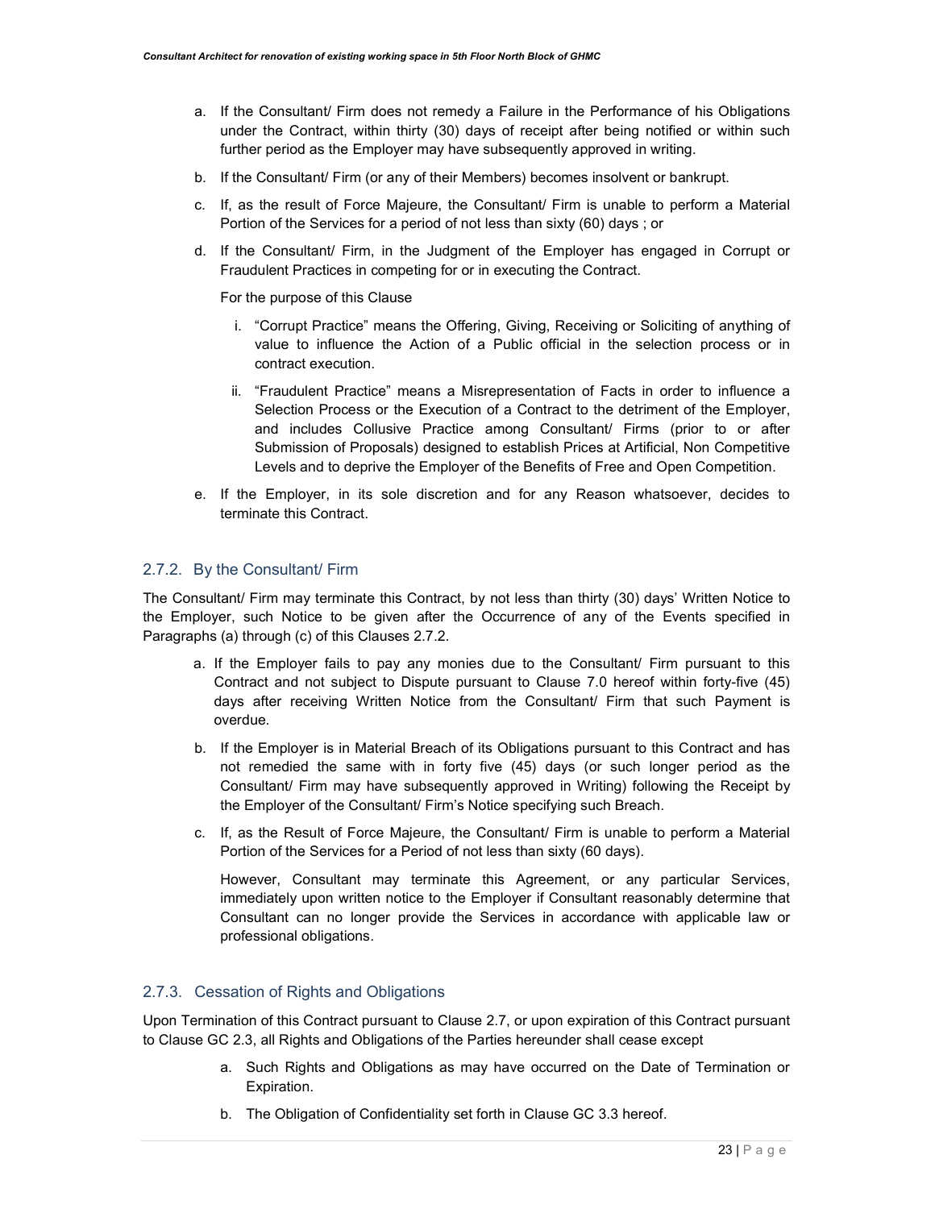a. If the Consultant/ Firm does not remedy a Failure in the Performance of his Obligations under the Contract, within thirty (30) days of receipt after being notified or within such further period as the Employer may have subsequently approved in writing.

b. If the Consultant/ Firm (or any of their Members) becomes insolvent or bankrupt.

c. If, as the result of Force Majeure, the Consultant/ Firm is unable to perform a Material Portion of the Services for a period of not less than sixty (60) days ; or

d. If the Consultant/ Firm, in the Judgment of the Employer has engaged in Corrupt or Fraudulent Practices in competing for or in executing the Contract.

   For the purpose of this Clause

   i. "Corrupt Practice" means the Offering, Giving, Receiving or Soliciting of anything of value to influence the Action of a Public official in the selection process or in contract execution.

   ii. "Fraudulent Practice" means a Misrepresentation of Facts in order to influence a Selection Process or the Execution of a Contract to the detriment of the Employer, and includes Collusive Practice among Consultant/ Firms (prior to or after Submission of Proposals) designed to establish Prices at Artificial, Non Competitive Levels and to deprive the Employer of the Benefits of Free and Open Competition.

e. If the Employer, in its sole discretion and for any Reason whatsoever, decides to terminate this Contract.

### 2.7.2. By the Consultant/ Firm

The Consultant/ Firm may terminate this Contract, by not less than thirty (30) days' Written Notice to the Employer, such Notice to be given after the Occurrence of any of the Events specified in Paragraphs (a) through (c) of this Clauses 2.7.2.

a. If the Employer fails to pay any monies due to the Consultant/ Firm pursuant to this Contract and not subject to Dispute pursuant to Clause 7.0 hereof within forty-five (45) days after receiving Written Notice from the Consultant/ Firm that such Payment is overdue.

b. If the Employer is in Material Breach of its Obligations pursuant to this Contract and has not remedied the same with in forty five (45) days (or such longer period as the Consultant/ Firm may have subsequently approved in Writing) following the Receipt by the Employer of the Consultant/ Firm's Notice specifying such Breach.

c. If, as the Result of Force Majeure, the Consultant/ Firm is unable to perform a Material Portion of the Services for a Period of not less than sixty (60 days).

   However, Consultant may terminate this Agreement, or any particular Services, immediately upon written notice to the Employer if Consultant reasonably determine that Consultant can no longer provide the Services in accordance with applicable law or professional obligations.

### 2.7.3. Cessation of Rights and Obligations

Upon Termination of this Contract pursuant to Clause 2.7, or upon expiration of this Contract pursuant to Clause GC 2.3, all Rights and Obligations of the Parties hereunder shall cease except

a. Such Rights and Obligations as may have occurred on the Date of Termination or Expiration.

b. The Obligation of Confidentiality set forth in Clause GC 3.3 hereof.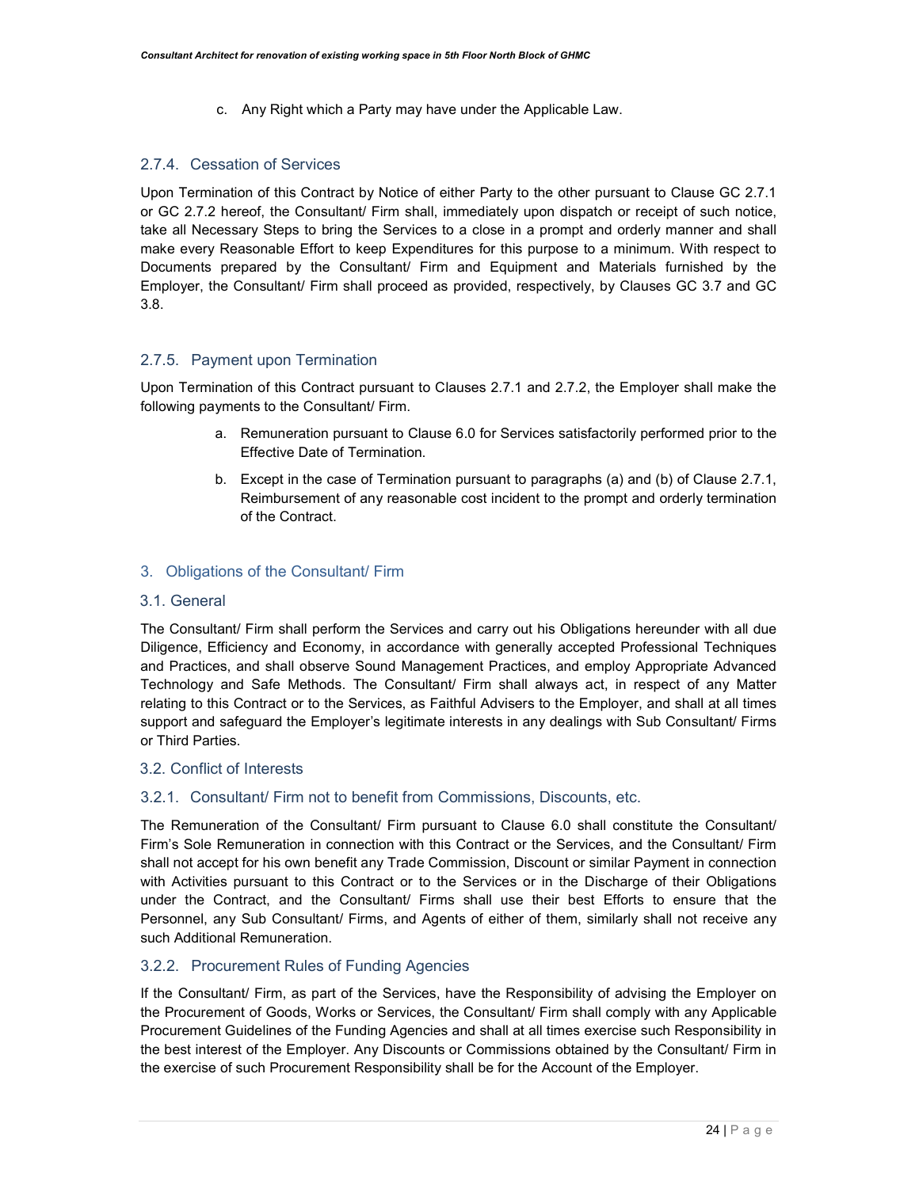c. Any Right which a Party may have under the Applicable Law.

### 2.7.4. Cessation of Services

Upon Termination of this Contract by Notice of either Party to the other pursuant to Clause GC 2.7.1 or GC 2.7.2 hereof, the Consultant/ Firm shall, immediately upon dispatch or receipt of such notice, take all Necessary Steps to bring the Services to a close in a prompt and orderly manner and shall make every Reasonable Effort to keep Expenditures for this purpose to a minimum. With respect to Documents prepared by the Consultant/ Firm and Equipment and Materials furnished by the Employer, the Consultant/ Firm shall proceed as provided, respectively, by Clauses GC 3.7 and GC 3.8.

### 2.7.5. Payment upon Termination

Upon Termination of this Contract pursuant to Clauses 2.7.1 and 2.7.2, the Employer shall make the following payments to the Consultant/ Firm.

a. Remuneration pursuant to Clause 6.0 for Services satisfactorily performed prior to the Effective Date of Termination.

b. Except in the case of Termination pursuant to paragraphs (a) and (b) of Clause 2.7.1, Reimbursement of any reasonable cost incident to the prompt and orderly termination of the Contract.

## 3. Obligations of the Consultant/ Firm

### 3.1. General

The Consultant/ Firm shall perform the Services and carry out his Obligations hereunder with all due Diligence, Efficiency and Economy, in accordance with generally accepted Professional Techniques and Practices, and shall observe Sound Management Practices, and employ Appropriate Advanced Technology and Safe Methods. The Consultant/ Firm shall always act, in respect of any Matter relating to this Contract or to the Services, as Faithful Advisers to the Employer, and shall at all times support and safeguard the Employer's legitimate interests in any dealings with Sub Consultant/ Firms or Third Parties.

### 3.2. Conflict of Interests

### 3.2.1. Consultant/ Firm not to benefit from Commissions, Discounts, etc.

The Remuneration of the Consultant/ Firm pursuant to Clause 6.0 shall constitute the Consultant/ Firm's Sole Remuneration in connection with this Contract or the Services, and the Consultant/ Firm shall not accept for his own benefit any Trade Commission, Discount or similar Payment in connection with Activities pursuant to this Contract or to the Services or in the Discharge of their Obligations under the Contract, and the Consultant/ Firms shall use their best Efforts to ensure that the Personnel, any Sub Consultant/ Firms, and Agents of either of them, similarly shall not receive any such Additional Remuneration.

### 3.2.2. Procurement Rules of Funding Agencies

If the Consultant/ Firm, as part of the Services, have the Responsibility of advising the Employer on the Procurement of Goods, Works or Services, the Consultant/ Firm shall comply with any Applicable Procurement Guidelines of the Funding Agencies and shall at all times exercise such Responsibility in the best interest of the Employer. Any Discounts or Commissions obtained by the Consultant/ Firm in the exercise of such Procurement Responsibility shall be for the Account of the Employer.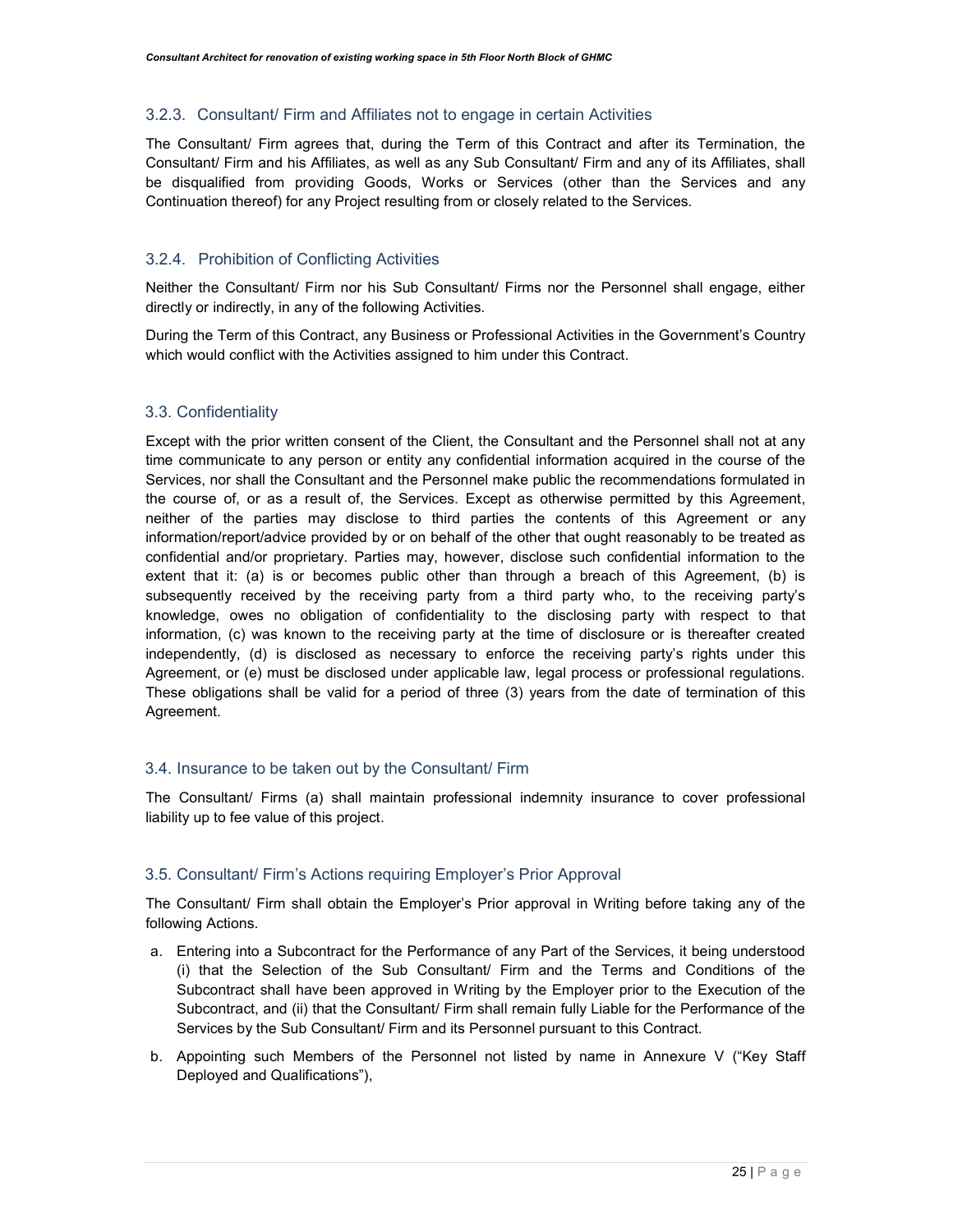### 3.2.3. Consultant/ Firm and Affiliates not to engage in certain Activities

The Consultant/ Firm agrees that, during the Term of this Contract and after its Termination, the Consultant/ Firm and his Affiliates, as well as any Sub Consultant/ Firm and any of its Affiliates, shall be disqualified from providing Goods, Works or Services (other than the Services and any Continuation thereof) for any Project resulting from or closely related to the Services.

### 3.2.4. Prohibition of Conflicting Activities

Neither the Consultant/ Firm nor his Sub Consultant/ Firms nor the Personnel shall engage, either directly or indirectly, in any of the following Activities.

During the Term of this Contract, any Business or Professional Activities in the Government's Country which would conflict with the Activities assigned to him under this Contract.

## 3.3. Confidentiality

Except with the prior written consent of the Client, the Consultant and the Personnel shall not at any time communicate to any person or entity any confidential information acquired in the course of the Services, nor shall the Consultant and the Personnel make public the recommendations formulated in the course of, or as a result of, the Services. Except as otherwise permitted by this Agreement, neither of the parties may disclose to third parties the contents of this Agreement or any information/report/advice provided by or on behalf of the other that ought reasonably to be treated as confidential and/or proprietary. Parties may, however, disclose such confidential information to the extent that it: (a) is or becomes public other than through a breach of this Agreement, (b) is subsequently received by the receiving party from a third party who, to the receiving party's knowledge, owes no obligation of confidentiality to the disclosing party with respect to that information, (c) was known to the receiving party at the time of disclosure or is thereafter created independently, (d) is disclosed as necessary to enforce the receiving party's rights under this Agreement, or (e) must be disclosed under applicable law, legal process or professional regulations. These obligations shall be valid for a period of three (3) years from the date of termination of this Agreement.

## 3.4. Insurance to be taken out by the Consultant/ Firm

The Consultant/ Firms (a) shall maintain professional indemnity insurance to cover professional liability up to fee value of this project.

## 3.5. Consultant/ Firm's Actions requiring Employer's Prior Approval

The Consultant/ Firm shall obtain the Employer's Prior approval in Writing before taking any of the following Actions.

a. Entering into a Subcontract for the Performance of any Part of the Services, it being understood (i) that the Selection of the Sub Consultant/ Firm and the Terms and Conditions of the Subcontract shall have been approved in Writing by the Employer prior to the Execution of the Subcontract, and (ii) that the Consultant/ Firm shall remain fully Liable for the Performance of the Services by the Sub Consultant/ Firm and its Personnel pursuant to this Contract.
b. Appointing such Members of the Personnel not listed by name in Annexure V ("Key Staff Deployed and Qualifications"),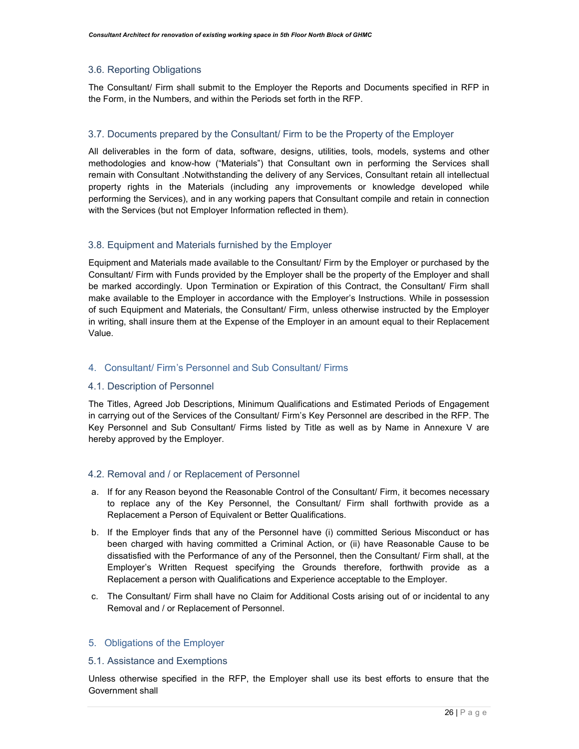### 3.6. Reporting Obligations

The Consultant/ Firm shall submit to the Employer the Reports and Documents specified in RFP in the Form, in the Numbers, and within the Periods set forth in the RFP.

### 3.7. Documents prepared by the Consultant/ Firm to be the Property of the Employer

All deliverables in the form of data, software, designs, utilities, tools, models, systems and other methodologies and know-how ("Materials") that Consultant own in performing the Services shall remain with Consultant .Notwithstanding the delivery of any Services, Consultant retain all intellectual property rights in the Materials (including any improvements or knowledge developed while performing the Services), and in any working papers that Consultant compile and retain in connection with the Services (but not Employer Information reflected in them).

### 3.8. Equipment and Materials furnished by the Employer

Equipment and Materials made available to the Consultant/ Firm by the Employer or purchased by the Consultant/ Firm with Funds provided by the Employer shall be the property of the Employer and shall be marked accordingly. Upon Termination or Expiration of this Contract, the Consultant/ Firm shall make available to the Employer in accordance with the Employer's Instructions. While in possession of such Equipment and Materials, the Consultant/ Firm, unless otherwise instructed by the Employer in writing, shall insure them at the Expense of the Employer in an amount equal to their Replacement Value.

## 4. Consultant/ Firm's Personnel and Sub Consultant/ Firms

### 4.1. Description of Personnel

The Titles, Agreed Job Descriptions, Minimum Qualifications and Estimated Periods of Engagement in carrying out of the Services of the Consultant/ Firm's Key Personnel are described in the RFP. The Key Personnel and Sub Consultant/ Firms listed by Title as well as by Name in Annexure V are hereby approved by the Employer.

### 4.2. Removal and / or Replacement of Personnel

a. If for any Reason beyond the Reasonable Control of the Consultant/ Firm, it becomes necessary to replace any of the Key Personnel, the Consultant/ Firm shall forthwith provide as a Replacement a Person of Equivalent or Better Qualifications.

b. If the Employer finds that any of the Personnel have (i) committed Serious Misconduct or has been charged with having committed a Criminal Action, or (ii) have Reasonable Cause to be dissatisfied with the Performance of any of the Personnel, then the Consultant/ Firm shall, at the Employer's Written Request specifying the Grounds therefore, forthwith provide as a Replacement a person with Qualifications and Experience acceptable to the Employer.

c. The Consultant/ Firm shall have no Claim for Additional Costs arising out of or incidental to any Removal and / or Replacement of Personnel.

## 5. Obligations of the Employer

### 5.1. Assistance and Exemptions

Unless otherwise specified in the RFP, the Employer shall use its best efforts to ensure that the Government shall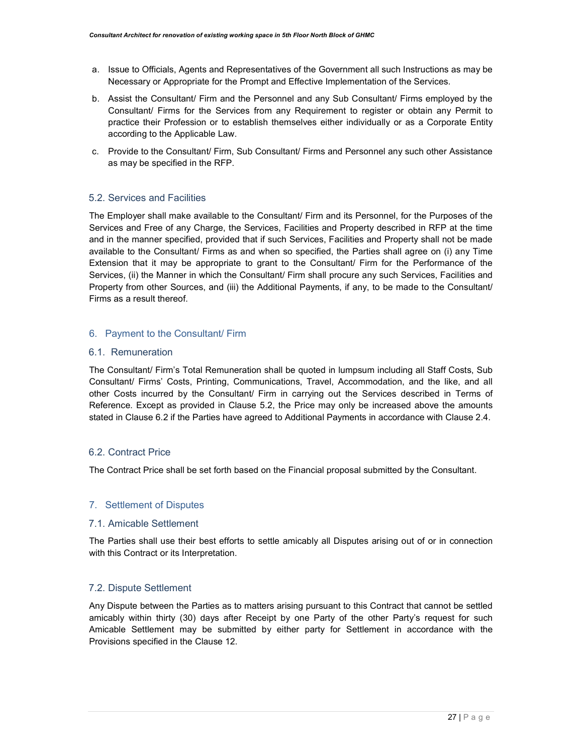a. Issue to Officials, Agents and Representatives of the Government all such Instructions as may be Necessary or Appropriate for the Prompt and Effective Implementation of the Services.

b. Assist the Consultant/ Firm and the Personnel and any Sub Consultant/ Firms employed by the Consultant/ Firms for the Services from any Requirement to register or obtain any Permit to practice their Profession or to establish themselves either individually or as a Corporate Entity according to the Applicable Law.

c. Provide to the Consultant/ Firm, Sub Consultant/ Firms and Personnel any such other Assistance as may be specified in the RFP.

### 5.2. Services and Facilities

The Employer shall make available to the Consultant/ Firm and its Personnel, for the Purposes of the Services and Free of any Charge, the Services, Facilities and Property described in RFP at the time and in the manner specified, provided that if such Services, Facilities and Property shall not be made available to the Consultant/ Firms as and when so specified, the Parties shall agree on (i) any Time Extension that it may be appropriate to grant to the Consultant/ Firm for the Performance of the Services, (ii) the Manner in which the Consultant/ Firm shall procure any such Services, Facilities and Property from other Sources, and (iii) the Additional Payments, if any, to be made to the Consultant/ Firms as a result thereof.

## 6. Payment to the Consultant/ Firm

### 6.1. Remuneration

The Consultant/ Firm's Total Remuneration shall be quoted in lumpsum including all Staff Costs, Sub Consultant/ Firms' Costs, Printing, Communications, Travel, Accommodation, and the like, and all other Costs incurred by the Consultant/ Firm in carrying out the Services described in Terms of Reference. Except as provided in Clause 5.2, the Price may only be increased above the amounts stated in Clause 6.2 if the Parties have agreed to Additional Payments in accordance with Clause 2.4.

### 6.2. Contract Price

The Contract Price shall be set forth based on the Financial proposal submitted by the Consultant.

## 7. Settlement of Disputes

### 7.1. Amicable Settlement

The Parties shall use their best efforts to settle amicably all Disputes arising out of or in connection with this Contract or its Interpretation.

### 7.2. Dispute Settlement

Any Dispute between the Parties as to matters arising pursuant to this Contract that cannot be settled amicably within thirty (30) days after Receipt by one Party of the other Party's request for such Amicable Settlement may be submitted by either party for Settlement in accordance with the Provisions specified in the Clause 12.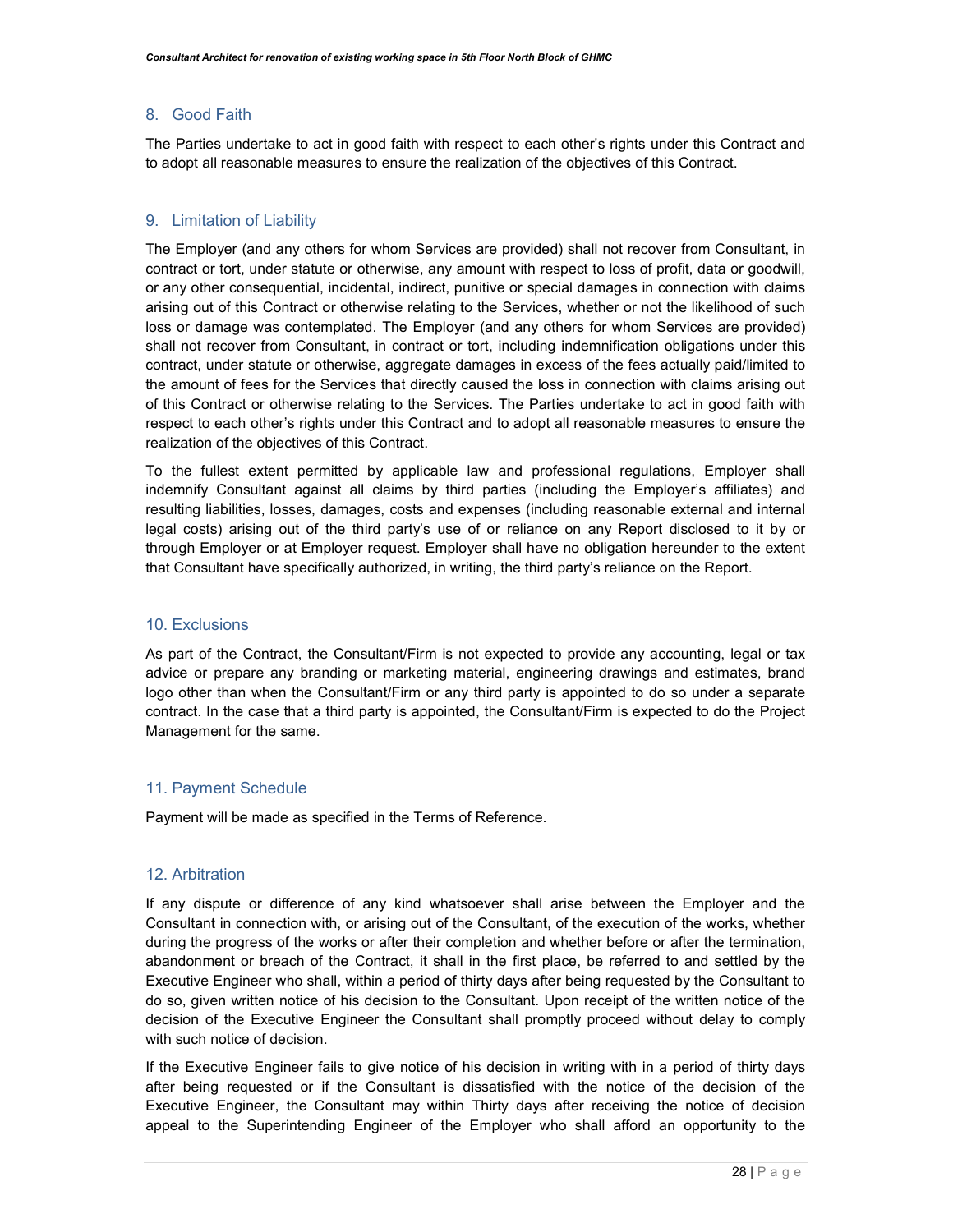## 8. Good Faith

The Parties undertake to act in good faith with respect to each other's rights under this Contract and to adopt all reasonable measures to ensure the realization of the objectives of this Contract.

## 9. Limitation of Liability

The Employer (and any others for whom Services are provided) shall not recover from Consultant, in contract or tort, under statute or otherwise, any amount with respect to loss of profit, data or goodwill, or any other consequential, incidental, indirect, punitive or special damages in connection with claims arising out of this Contract or otherwise relating to the Services, whether or not the likelihood of such loss or damage was contemplated. The Employer (and any others for whom Services are provided) shall not recover from Consultant, in contract or tort, including indemnification obligations under this contract, under statute or otherwise, aggregate damages in excess of the fees actually paid/limited to the amount of fees for the Services that directly caused the loss in connection with claims arising out of this Contract or otherwise relating to the Services. The Parties undertake to act in good faith with respect to each other's rights under this Contract and to adopt all reasonable measures to ensure the realization of the objectives of this Contract.

To the fullest extent permitted by applicable law and professional regulations, Employer shall indemnify Consultant against all claims by third parties (including the Employer's affiliates) and resulting liabilities, losses, damages, costs and expenses (including reasonable external and internal legal costs) arising out of the third party's use of or reliance on any Report disclosed to it by or through Employer or at Employer request. Employer shall have no obligation hereunder to the extent that Consultant have specifically authorized, in writing, the third party's reliance on the Report.

## 10. Exclusions

As part of the Contract, the Consultant/Firm is not expected to provide any accounting, legal or tax advice or prepare any branding or marketing material, engineering drawings and estimates, brand logo other than when the Consultant/Firm or any third party is appointed to do so under a separate contract. In the case that a third party is appointed, the Consultant/Firm is expected to do the Project Management for the same.

## 11. Payment Schedule

Payment will be made as specified in the Terms of Reference.

## 12. Arbitration

If any dispute or difference of any kind whatsoever shall arise between the Employer and the Consultant in connection with, or arising out of the Consultant, of the execution of the works, whether during the progress of the works or after their completion and whether before or after the termination, abandonment or breach of the Contract, it shall in the first place, be referred to and settled by the Executive Engineer who shall, within a period of thirty days after being requested by the Consultant to do so, given written notice of his decision to the Consultant. Upon receipt of the written notice of the decision of the Executive Engineer the Consultant shall promptly proceed without delay to comply with such notice of decision.

If the Executive Engineer fails to give notice of his decision in writing with in a period of thirty days after being requested or if the Consultant is dissatisfied with the notice of the decision of the Executive Engineer, the Consultant may within Thirty days after receiving the notice of decision appeal to the Superintending Engineer of the Employer who shall afford an opportunity to the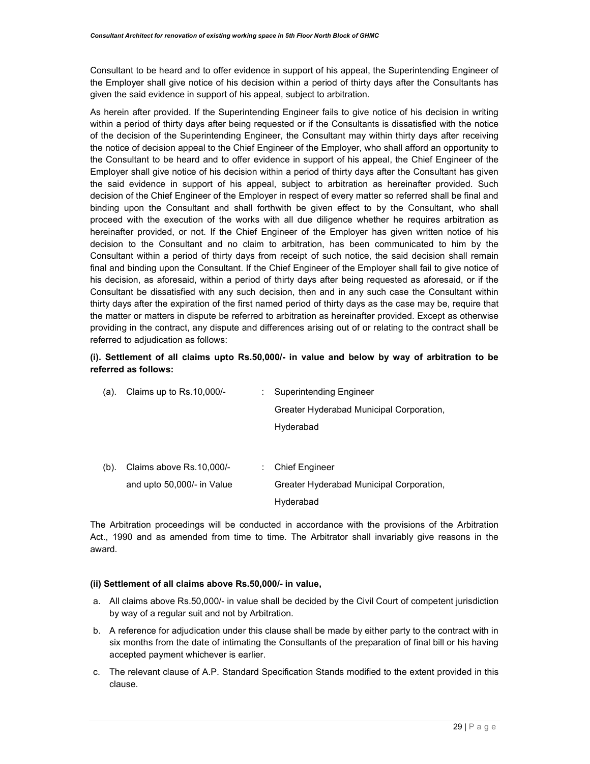Consultant to be heard and to offer evidence in support of his appeal, the Superintending Engineer of the Employer shall give notice of his decision within a period of thirty days after the Consultants has given the said evidence in support of his appeal, subject to arbitration.

As herein after provided. If the Superintending Engineer fails to give notice of his decision in writing within a period of thirty days after being requested or if the Consultants is dissatisfied with the notice of the decision of the Superintending Engineer, the Consultant may within thirty days after receiving the notice of decision appeal to the Chief Engineer of the Employer, who shall afford an opportunity to the Consultant to be heard and to offer evidence in support of his appeal, the Chief Engineer of the Employer shall give notice of his decision within a period of thirty days after the Consultant has given the said evidence in support of his appeal, subject to arbitration as hereinafter provided. Such decision of the Chief Engineer of the Employer in respect of every matter so referred shall be final and binding upon the Consultant and shall forthwith be given effect to by the Consultant, who shall proceed with the execution of the works with all due diligence whether he requires arbitration as hereinafter provided, or not. If the Chief Engineer of the Employer has given written notice of his decision to the Consultant and no claim to arbitration, has been communicated to him by the Consultant within a period of thirty days from receipt of such notice, the said decision shall remain final and binding upon the Consultant. If the Chief Engineer of the Employer shall fail to give notice of his decision, as aforesaid, within a period of thirty days after being requested as aforesaid, or if the Consultant be dissatisfied with any such decision, then and in any such case the Consultant within thirty days after the expiration of the first named period of thirty days as the case may be, require that the matter or matters in dispute be referred to arbitration as hereinafter provided. Except as otherwise providing in the contract, any dispute and differences arising out of or relating to the contract shall be referred to adjudication as follows:

**(i). Settlement of all claims upto Rs.50,000/- in value and below by way of arbitration to be referred as follows:**

| | | | |
|---|---|---|---|
| (a). | Claims up to Rs.10,000/- | : | Superintending Engineer<br>Greater Hyderabad Municipal Corporation,<br>Hyderabad |
| (b). | Claims above Rs.10,000/- and upto 50,000/- in Value | : | Chief Engineer<br>Greater Hyderabad Municipal Corporation,<br>Hyderabad |

The Arbitration proceedings will be conducted in accordance with the provisions of the Arbitration Act., 1990 and as amended from time to time. The Arbitrator shall invariably give reasons in the award.

**(ii) Settlement of all claims above Rs.50,000/- in value,**

a. All claims above Rs.50,000/- in value shall be decided by the Civil Court of competent jurisdiction by way of a regular suit and not by Arbitration.

b. A reference for adjudication under this clause shall be made by either party to the contract with in six months from the date of intimating the Consultants of the preparation of final bill or his having accepted payment whichever is earlier.

c. The relevant clause of A.P. Standard Specification Stands modified to the extent provided in this clause.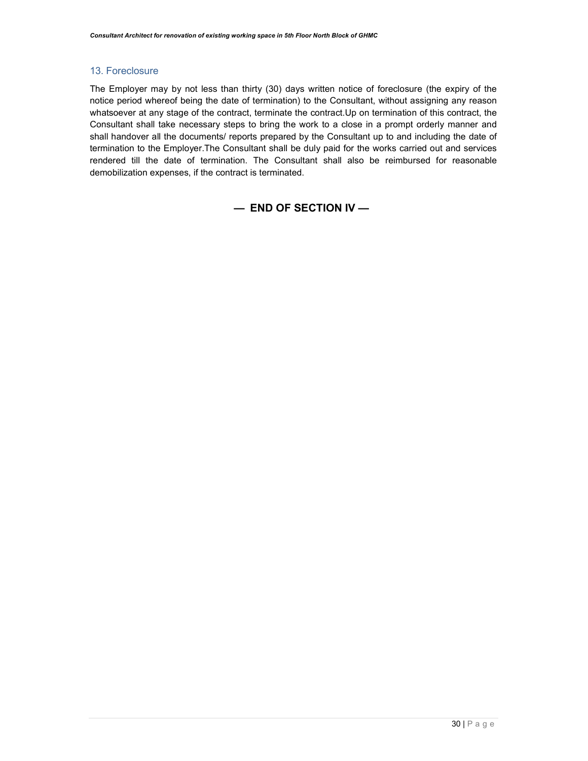## 13. Foreclosure

The Employer may by not less than thirty (30) days written notice of foreclosure (the expiry of the notice period whereof being the date of termination) to the Consultant, without assigning any reason whatsoever at any stage of the contract, terminate the contract.Up on termination of this contract, the Consultant shall take necessary steps to bring the work to a close in a prompt orderly manner and shall handover all the documents/ reports prepared by the Consultant up to and including the date of termination to the Employer.The Consultant shall be duly paid for the works carried out and services rendered till the date of termination. The Consultant shall also be reimbursed for reasonable demobilization expenses, if the contract is terminated.

**— END OF SECTION IV —**